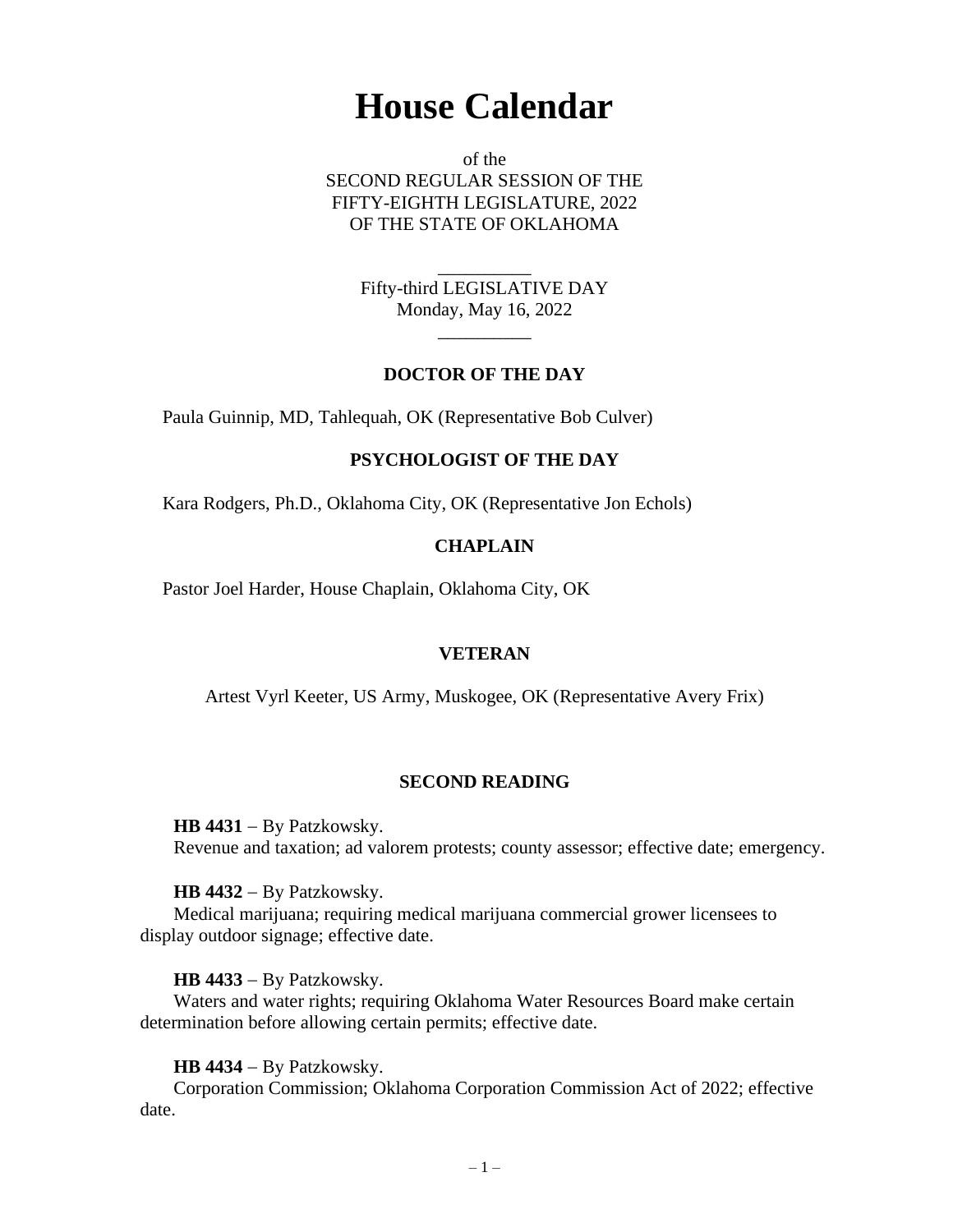# House Calendar

of the
SECOND REGULAR SESSION OF THE
FIFTY-EIGHTH LEGISLATURE, 2022
OF THE STATE OF OKLAHOMA

Fifty-third LEGISLATIVE DAY
Monday, May 16, 2022

### DOCTOR OF THE DAY

Paula Guinnip, MD, Tahlequah, OK (Representative Bob Culver)

### PSYCHOLOGIST OF THE DAY

Kara Rodgers, Ph.D., Oklahoma City, OK (Representative Jon Echols)

### CHAPLAIN

Pastor Joel Harder, House Chaplain, Oklahoma City, OK

### VETERAN

Artest Vyrl Keeter, US Army, Muskogee, OK (Representative Avery Frix)

### SECOND READING

**HB 4431** – By Patzkowsky.
Revenue and taxation; ad valorem protests; county assessor; effective date; emergency.

**HB 4432** – By Patzkowsky.
Medical marijuana; requiring medical marijuana commercial grower licensees to display outdoor signage; effective date.

**HB 4433** – By Patzkowsky.
Waters and water rights; requiring Oklahoma Water Resources Board make certain determination before allowing certain permits; effective date.

**HB 4434** – By Patzkowsky.
Corporation Commission; Oklahoma Corporation Commission Act of 2022; effective date.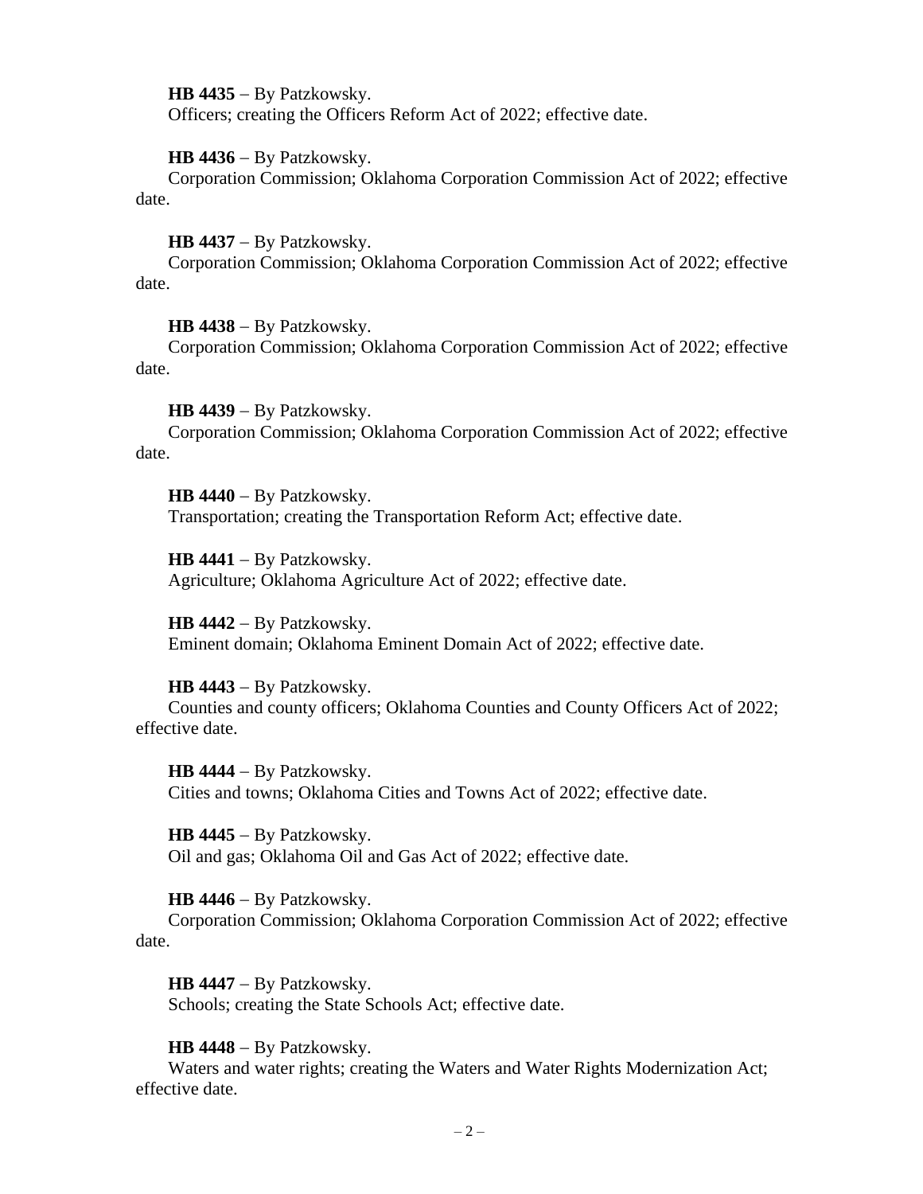**HB 4435** – By Patzkowsky.
Officers; creating the Officers Reform Act of 2022; effective date.

**HB 4436** – By Patzkowsky.
Corporation Commission; Oklahoma Corporation Commission Act of 2022; effective date.

**HB 4437** – By Patzkowsky.
Corporation Commission; Oklahoma Corporation Commission Act of 2022; effective date.

**HB 4438** – By Patzkowsky.
Corporation Commission; Oklahoma Corporation Commission Act of 2022; effective date.

**HB 4439** – By Patzkowsky.
Corporation Commission; Oklahoma Corporation Commission Act of 2022; effective date.

**HB 4440** – By Patzkowsky.
Transportation; creating the Transportation Reform Act; effective date.

**HB 4441** – By Patzkowsky.
Agriculture; Oklahoma Agriculture Act of 2022; effective date.

**HB 4442** – By Patzkowsky.
Eminent domain; Oklahoma Eminent Domain Act of 2022; effective date.

**HB 4443** – By Patzkowsky.
Counties and county officers; Oklahoma Counties and County Officers Act of 2022; effective date.

**HB 4444** – By Patzkowsky.
Cities and towns; Oklahoma Cities and Towns Act of 2022; effective date.

**HB 4445** – By Patzkowsky.
Oil and gas; Oklahoma Oil and Gas Act of 2022; effective date.

**HB 4446** – By Patzkowsky.
Corporation Commission; Oklahoma Corporation Commission Act of 2022; effective date.

**HB 4447** – By Patzkowsky.
Schools; creating the State Schools Act; effective date.

**HB 4448** – By Patzkowsky.
Waters and water rights; creating the Waters and Water Rights Modernization Act; effective date.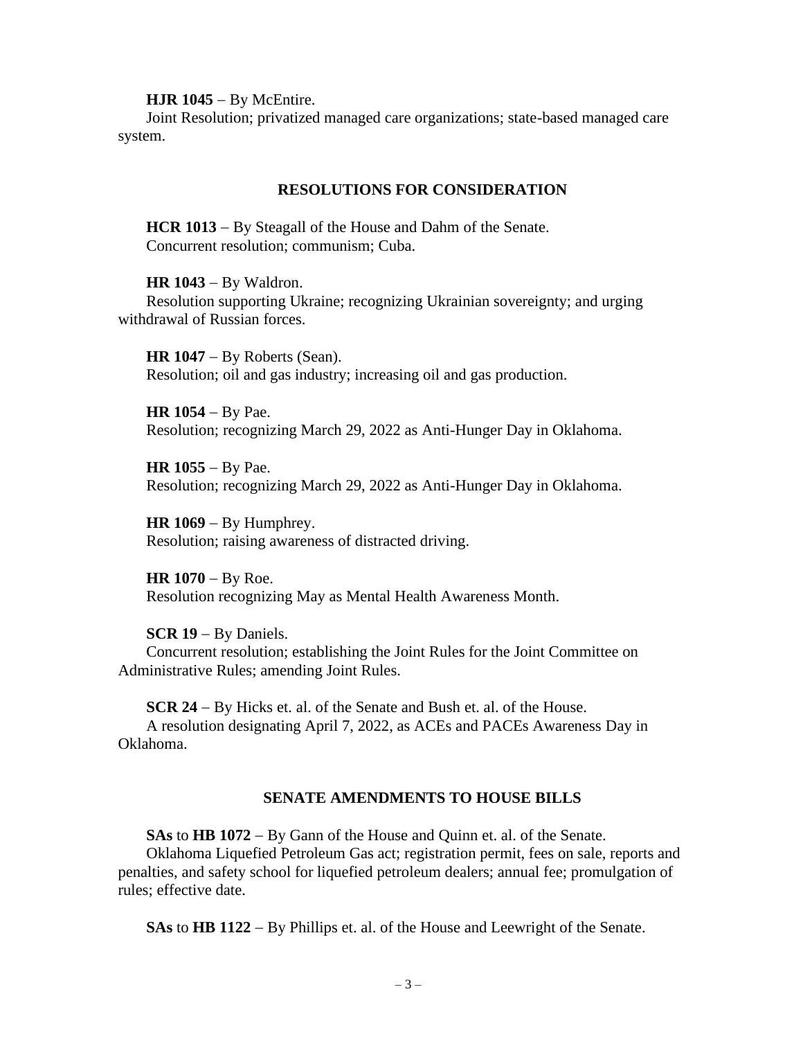**HJR 1045** – By McEntire.

Joint Resolution; privatized managed care organizations; state-based managed care system.

## RESOLUTIONS FOR CONSIDERATION

**HCR 1013** – By Steagall of the House and Dahm of the Senate.

Concurrent resolution; communism; Cuba.

**HR 1043** – By Waldron.

Resolution supporting Ukraine; recognizing Ukrainian sovereignty; and urging withdrawal of Russian forces.

**HR 1047** – By Roberts (Sean).

Resolution; oil and gas industry; increasing oil and gas production.

**HR 1054** – By Pae.

Resolution; recognizing March 29, 2022 as Anti-Hunger Day in Oklahoma.

**HR 1055** – By Pae.

Resolution; recognizing March 29, 2022 as Anti-Hunger Day in Oklahoma.

**HR 1069** – By Humphrey.

Resolution; raising awareness of distracted driving.

**HR 1070** – By Roe.

Resolution recognizing May as Mental Health Awareness Month.

**SCR 19** – By Daniels.

Concurrent resolution; establishing the Joint Rules for the Joint Committee on Administrative Rules; amending Joint Rules.

**SCR 24** – By Hicks et. al. of the Senate and Bush et. al. of the House.

A resolution designating April 7, 2022, as ACEs and PACEs Awareness Day in Oklahoma.

## SENATE AMENDMENTS TO HOUSE BILLS

**SAs** to **HB 1072** – By Gann of the House and Quinn et. al. of the Senate.

Oklahoma Liquefied Petroleum Gas act; registration permit, fees on sale, reports and penalties, and safety school for liquefied petroleum dealers; annual fee; promulgation of rules; effective date.

**SAs** to **HB 1122** – By Phillips et. al. of the House and Leewright of the Senate.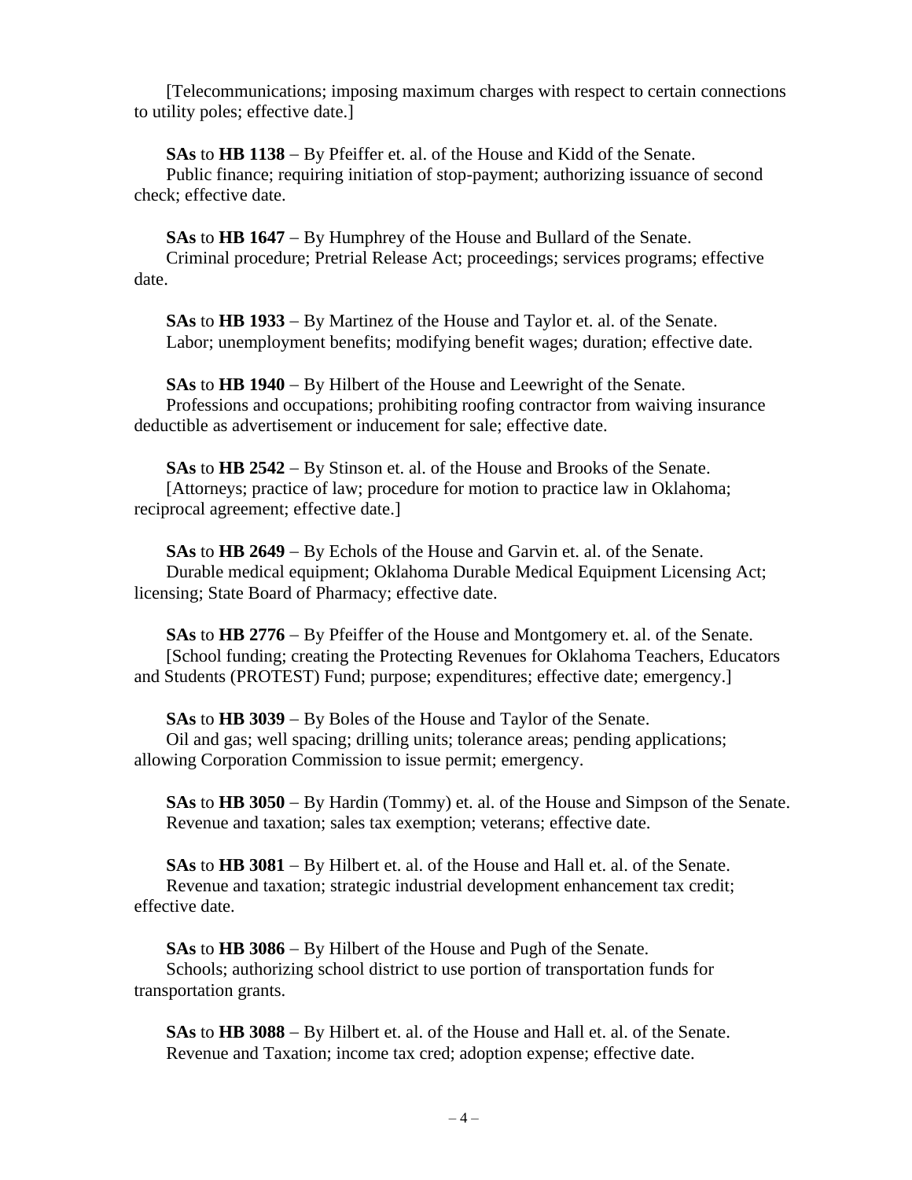[Telecommunications; imposing maximum charges with respect to certain connections to utility poles; effective date.]

**SAs** to **HB 1138** – By Pfeiffer et. al. of the House and Kidd of the Senate.
Public finance; requiring initiation of stop-payment; authorizing issuance of second check; effective date.

**SAs** to **HB 1647** – By Humphrey of the House and Bullard of the Senate.
Criminal procedure; Pretrial Release Act; proceedings; services programs; effective date.

**SAs** to **HB 1933** – By Martinez of the House and Taylor et. al. of the Senate.
Labor; unemployment benefits; modifying benefit wages; duration; effective date.

**SAs** to **HB 1940** – By Hilbert of the House and Leewright of the Senate.
Professions and occupations; prohibiting roofing contractor from waiving insurance deductible as advertisement or inducement for sale; effective date.

**SAs** to **HB 2542** – By Stinson et. al. of the House and Brooks of the Senate.
[Attorneys; practice of law; procedure for motion to practice law in Oklahoma; reciprocal agreement; effective date.]

**SAs** to **HB 2649** – By Echols of the House and Garvin et. al. of the Senate.
Durable medical equipment; Oklahoma Durable Medical Equipment Licensing Act; licensing; State Board of Pharmacy; effective date.

**SAs** to **HB 2776** – By Pfeiffer of the House and Montgomery et. al. of the Senate.
[School funding; creating the Protecting Revenues for Oklahoma Teachers, Educators and Students (PROTEST) Fund; purpose; expenditures; effective date; emergency.]

**SAs** to **HB 3039** – By Boles of the House and Taylor of the Senate.
Oil and gas; well spacing; drilling units; tolerance areas; pending applications; allowing Corporation Commission to issue permit; emergency.

**SAs** to **HB 3050** – By Hardin (Tommy) et. al. of the House and Simpson of the Senate.
Revenue and taxation; sales tax exemption; veterans; effective date.

**SAs** to **HB 3081** – By Hilbert et. al. of the House and Hall et. al. of the Senate.
Revenue and taxation; strategic industrial development enhancement tax credit; effective date.

**SAs** to **HB 3086** – By Hilbert of the House and Pugh of the Senate.
Schools; authorizing school district to use portion of transportation funds for transportation grants.

**SAs** to **HB 3088** – By Hilbert et. al. of the House and Hall et. al. of the Senate.
Revenue and Taxation; income tax cred; adoption expense; effective date.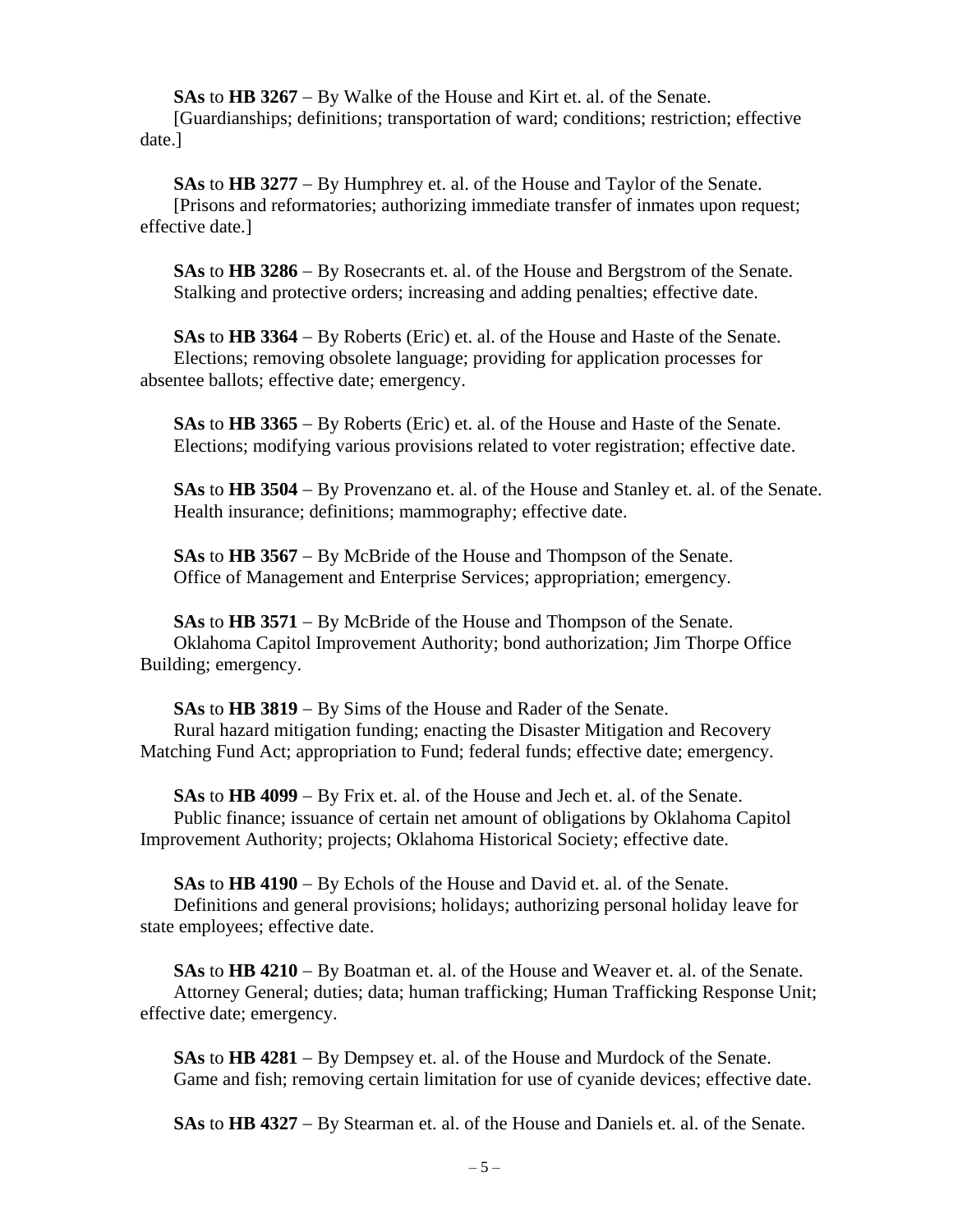**SAs** to **HB 3267** – By Walke of the House and Kirt et. al. of the Senate.
[Guardianships; definitions; transportation of ward; conditions; restriction; effective date.]

**SAs** to **HB 3277** – By Humphrey et. al. of the House and Taylor of the Senate.
[Prisons and reformatories; authorizing immediate transfer of inmates upon request; effective date.]

**SAs** to **HB 3286** – By Rosecrants et. al. of the House and Bergstrom of the Senate.
Stalking and protective orders; increasing and adding penalties; effective date.

**SAs** to **HB 3364** – By Roberts (Eric) et. al. of the House and Haste of the Senate.
Elections; removing obsolete language; providing for application processes for absentee ballots; effective date; emergency.

**SAs** to **HB 3365** – By Roberts (Eric) et. al. of the House and Haste of the Senate.
Elections; modifying various provisions related to voter registration; effective date.

**SAs** to **HB 3504** – By Provenzano et. al. of the House and Stanley et. al. of the Senate.
Health insurance; definitions; mammography; effective date.

**SAs** to **HB 3567** – By McBride of the House and Thompson of the Senate.
Office of Management and Enterprise Services; appropriation; emergency.

**SAs** to **HB 3571** – By McBride of the House and Thompson of the Senate.
Oklahoma Capitol Improvement Authority; bond authorization; Jim Thorpe Office Building; emergency.

**SAs** to **HB 3819** – By Sims of the House and Rader of the Senate.
Rural hazard mitigation funding; enacting the Disaster Mitigation and Recovery Matching Fund Act; appropriation to Fund; federal funds; effective date; emergency.

**SAs** to **HB 4099** – By Frix et. al. of the House and Jech et. al. of the Senate.
Public finance; issuance of certain net amount of obligations by Oklahoma Capitol Improvement Authority; projects; Oklahoma Historical Society; effective date.

**SAs** to **HB 4190** – By Echols of the House and David et. al. of the Senate.
Definitions and general provisions; holidays; authorizing personal holiday leave for state employees; effective date.

**SAs** to **HB 4210** – By Boatman et. al. of the House and Weaver et. al. of the Senate.
Attorney General; duties; data; human trafficking; Human Trafficking Response Unit; effective date; emergency.

**SAs** to **HB 4281** – By Dempsey et. al. of the House and Murdock of the Senate.
Game and fish; removing certain limitation for use of cyanide devices; effective date.

**SAs** to **HB 4327** – By Stearman et. al. of the House and Daniels et. al. of the Senate.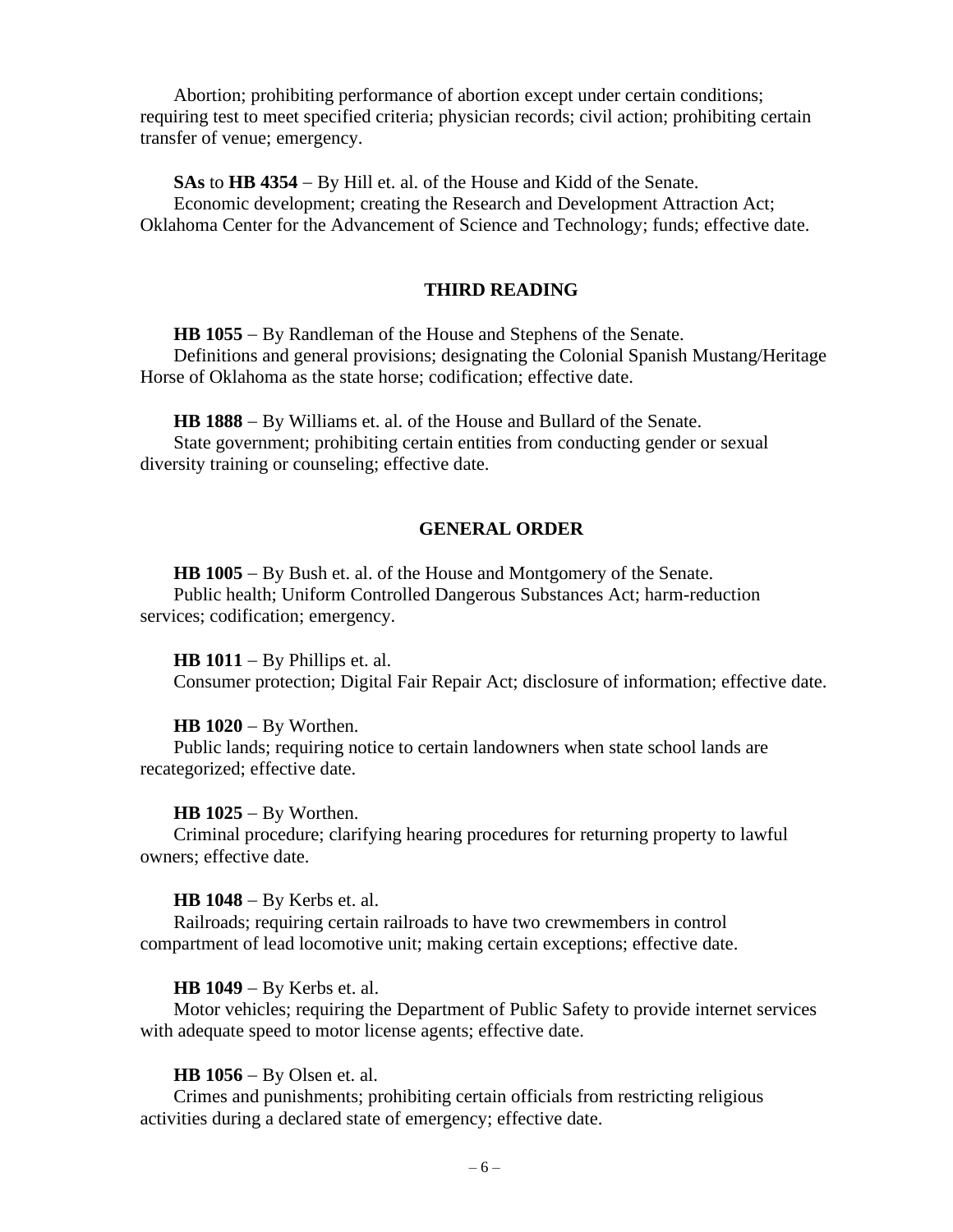Abortion; prohibiting performance of abortion except under certain conditions; requiring test to meet specified criteria; physician records; civil action; prohibiting certain transfer of venue; emergency.

**SAs** to **HB 4354** – By Hill et. al. of the House and Kidd of the Senate.
Economic development; creating the Research and Development Attraction Act; Oklahoma Center for the Advancement of Science and Technology; funds; effective date.

## THIRD READING

**HB 1055** – By Randleman of the House and Stephens of the Senate.
Definitions and general provisions; designating the Colonial Spanish Mustang/Heritage Horse of Oklahoma as the state horse; codification; effective date.

**HB 1888** – By Williams et. al. of the House and Bullard of the Senate.
State government; prohibiting certain entities from conducting gender or sexual diversity training or counseling; effective date.

## GENERAL ORDER

**HB 1005** – By Bush et. al. of the House and Montgomery of the Senate.
Public health; Uniform Controlled Dangerous Substances Act; harm-reduction services; codification; emergency.

**HB 1011** – By Phillips et. al.
Consumer protection; Digital Fair Repair Act; disclosure of information; effective date.

**HB 1020** – By Worthen.
Public lands; requiring notice to certain landowners when state school lands are recategorized; effective date.

**HB 1025** – By Worthen.
Criminal procedure; clarifying hearing procedures for returning property to lawful owners; effective date.

**HB 1048** – By Kerbs et. al.
Railroads; requiring certain railroads to have two crewmembers in control compartment of lead locomotive unit; making certain exceptions; effective date.

**HB 1049** – By Kerbs et. al.
Motor vehicles; requiring the Department of Public Safety to provide internet services with adequate speed to motor license agents; effective date.

**HB 1056** – By Olsen et. al.
Crimes and punishments; prohibiting certain officials from restricting religious activities during a declared state of emergency; effective date.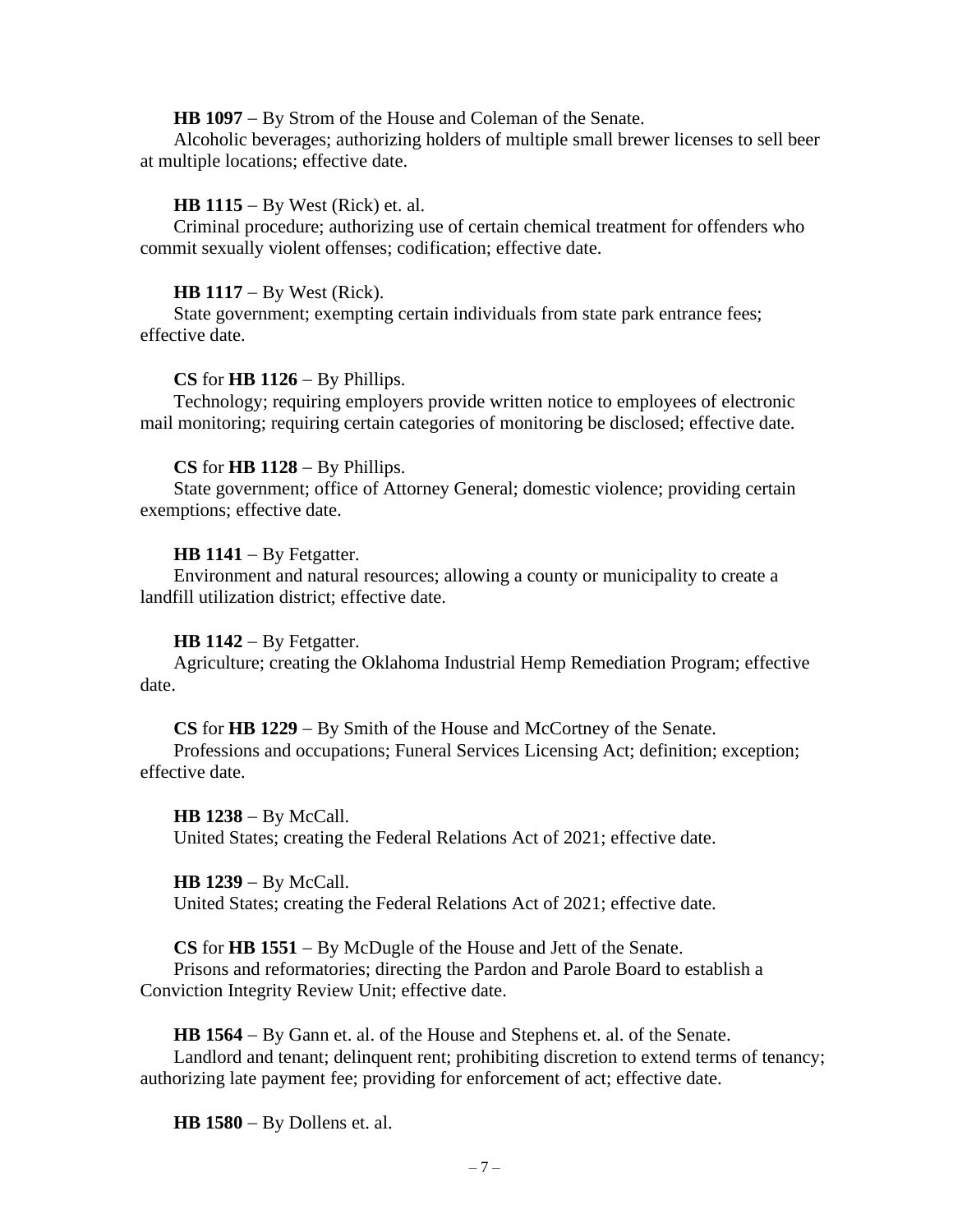**HB 1097** – By Strom of the House and Coleman of the Senate.
Alcoholic beverages; authorizing holders of multiple small brewer licenses to sell beer at multiple locations; effective date.

**HB 1115** – By West (Rick) et. al.
Criminal procedure; authorizing use of certain chemical treatment for offenders who commit sexually violent offenses; codification; effective date.

**HB 1117** – By West (Rick).
State government; exempting certain individuals from state park entrance fees; effective date.

**CS** for **HB 1126** – By Phillips.
Technology; requiring employers provide written notice to employees of electronic mail monitoring; requiring certain categories of monitoring be disclosed; effective date.

**CS** for **HB 1128** – By Phillips.
State government; office of Attorney General; domestic violence; providing certain exemptions; effective date.

**HB 1141** – By Fetgatter.
Environment and natural resources; allowing a county or municipality to create a landfill utilization district; effective date.

**HB 1142** – By Fetgatter.
Agriculture; creating the Oklahoma Industrial Hemp Remediation Program; effective date.

**CS** for **HB 1229** – By Smith of the House and McCortney of the Senate.
Professions and occupations; Funeral Services Licensing Act; definition; exception; effective date.

**HB 1238** – By McCall.
United States; creating the Federal Relations Act of 2021; effective date.

**HB 1239** – By McCall.
United States; creating the Federal Relations Act of 2021; effective date.

**CS** for **HB 1551** – By McDugle of the House and Jett of the Senate.
Prisons and reformatories; directing the Pardon and Parole Board to establish a Conviction Integrity Review Unit; effective date.

**HB 1564** – By Gann et. al. of the House and Stephens et. al. of the Senate.
Landlord and tenant; delinquent rent; prohibiting discretion to extend terms of tenancy; authorizing late payment fee; providing for enforcement of act; effective date.

**HB 1580** – By Dollens et. al.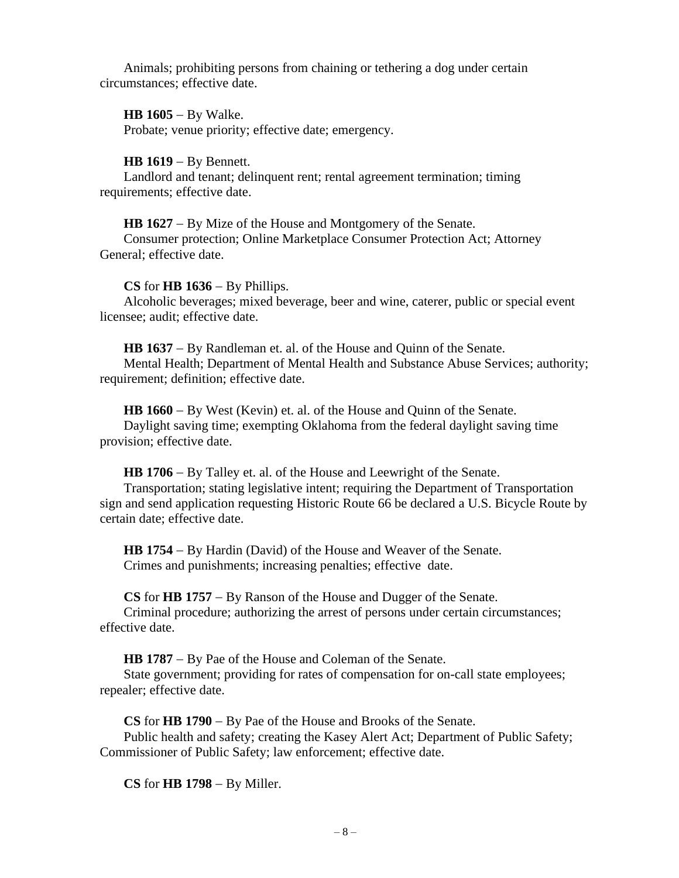Animals; prohibiting persons from chaining or tethering a dog under certain circumstances; effective date.

**HB 1605** – By Walke.
Probate; venue priority; effective date; emergency.

**HB 1619** – By Bennett.
Landlord and tenant; delinquent rent; rental agreement termination; timing requirements; effective date.

**HB 1627** – By Mize of the House and Montgomery of the Senate.
Consumer protection; Online Marketplace Consumer Protection Act; Attorney General; effective date.

**CS** for **HB 1636** – By Phillips.
Alcoholic beverages; mixed beverage, beer and wine, caterer, public or special event licensee; audit; effective date.

**HB 1637** – By Randleman et. al. of the House and Quinn of the Senate.
Mental Health; Department of Mental Health and Substance Abuse Services; authority; requirement; definition; effective date.

**HB 1660** – By West (Kevin) et. al. of the House and Quinn of the Senate.
Daylight saving time; exempting Oklahoma from the federal daylight saving time provision; effective date.

**HB 1706** – By Talley et. al. of the House and Leewright of the Senate.
Transportation; stating legislative intent; requiring the Department of Transportation sign and send application requesting Historic Route 66 be declared a U.S. Bicycle Route by certain date; effective date.

**HB 1754** – By Hardin (David) of the House and Weaver of the Senate.
Crimes and punishments; increasing penalties; effective date.

**CS** for **HB 1757** – By Ranson of the House and Dugger of the Senate.
Criminal procedure; authorizing the arrest of persons under certain circumstances; effective date.

**HB 1787** – By Pae of the House and Coleman of the Senate.
State government; providing for rates of compensation for on-call state employees; repealer; effective date.

**CS** for **HB 1790** – By Pae of the House and Brooks of the Senate.
Public health and safety; creating the Kasey Alert Act; Department of Public Safety; Commissioner of Public Safety; law enforcement; effective date.

**CS** for **HB 1798** – By Miller.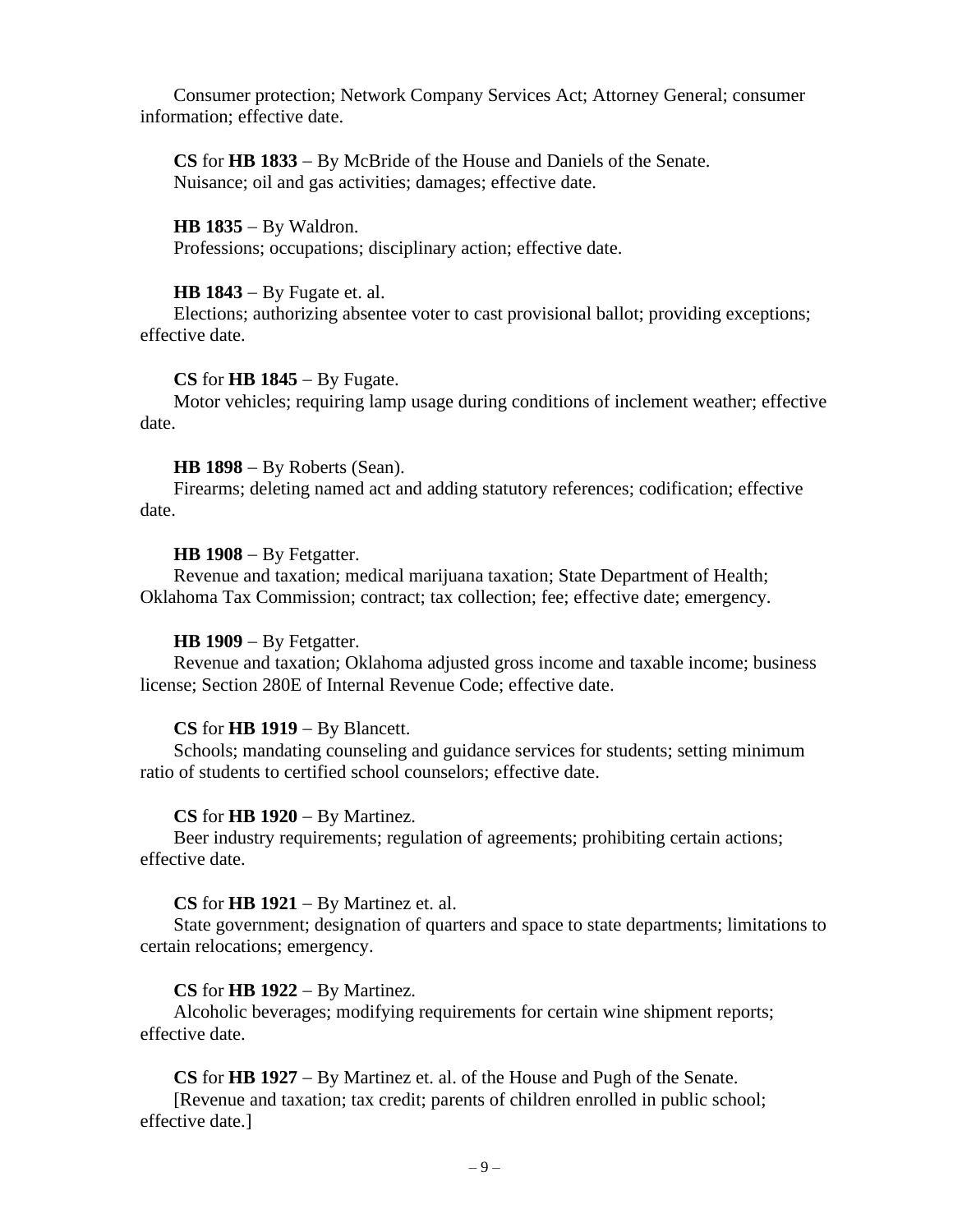Consumer protection; Network Company Services Act; Attorney General; consumer information; effective date.

**CS** for **HB 1833** – By McBride of the House and Daniels of the Senate.
Nuisance; oil and gas activities; damages; effective date.

**HB 1835** – By Waldron.
Professions; occupations; disciplinary action; effective date.

**HB 1843** – By Fugate et. al.
Elections; authorizing absentee voter to cast provisional ballot; providing exceptions; effective date.

**CS** for **HB 1845** – By Fugate.
Motor vehicles; requiring lamp usage during conditions of inclement weather; effective date.

**HB 1898** – By Roberts (Sean).
Firearms; deleting named act and adding statutory references; codification; effective date.

**HB 1908** – By Fetgatter.
Revenue and taxation; medical marijuana taxation; State Department of Health; Oklahoma Tax Commission; contract; tax collection; fee; effective date; emergency.

**HB 1909** – By Fetgatter.
Revenue and taxation; Oklahoma adjusted gross income and taxable income; business license; Section 280E of Internal Revenue Code; effective date.

**CS** for **HB 1919** – By Blancett.
Schools; mandating counseling and guidance services for students; setting minimum ratio of students to certified school counselors; effective date.

**CS** for **HB 1920** – By Martinez.
Beer industry requirements; regulation of agreements; prohibiting certain actions; effective date.

**CS** for **HB 1921** – By Martinez et. al.
State government; designation of quarters and space to state departments; limitations to certain relocations; emergency.

**CS** for **HB 1922** – By Martinez.
Alcoholic beverages; modifying requirements for certain wine shipment reports; effective date.

**CS** for **HB 1927** – By Martinez et. al. of the House and Pugh of the Senate.
[Revenue and taxation; tax credit; parents of children enrolled in public school; effective date.]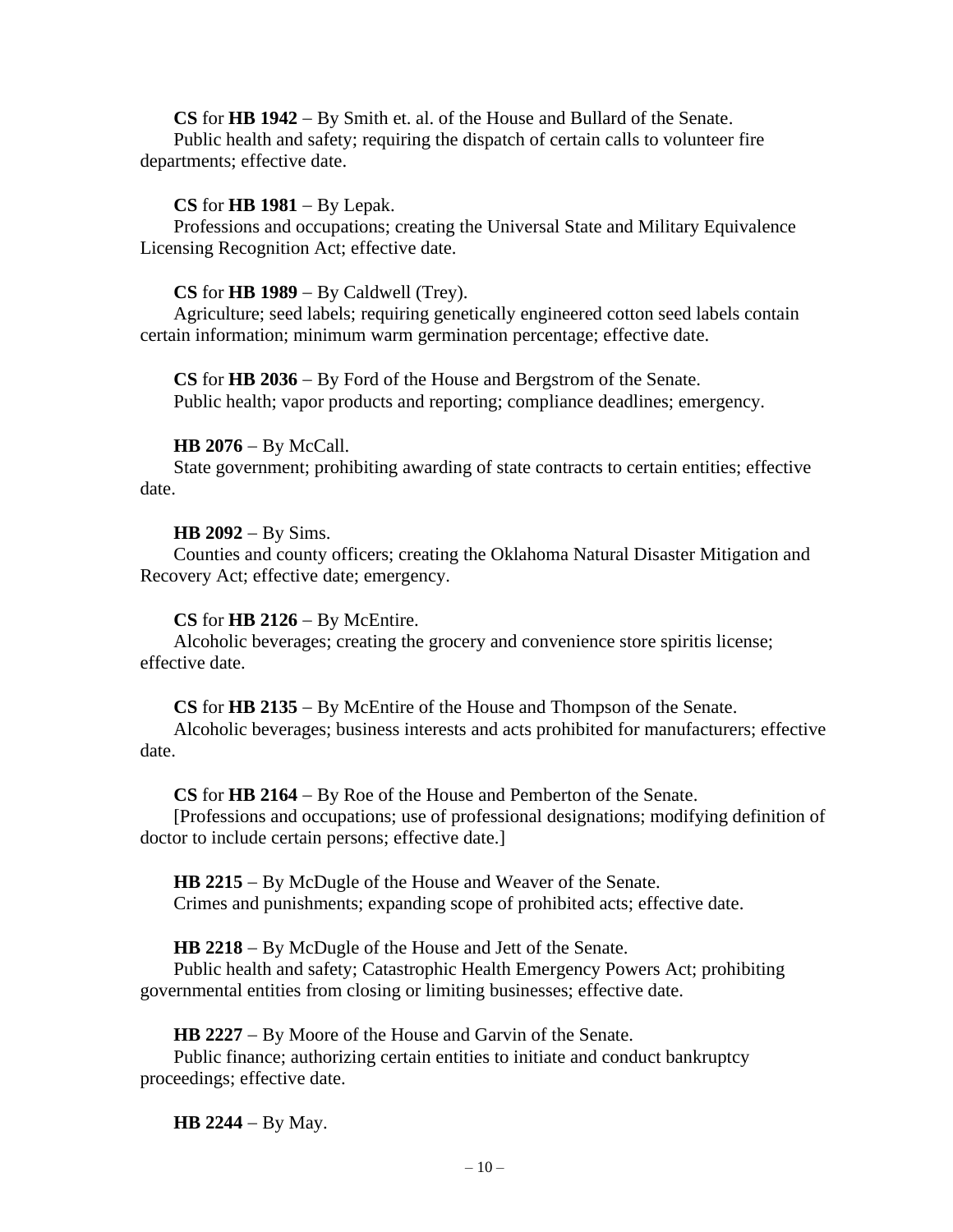**CS** for **HB 1942** – By Smith et. al. of the House and Bullard of the Senate.
Public health and safety; requiring the dispatch of certain calls to volunteer fire departments; effective date.

**CS** for **HB 1981** – By Lepak.
Professions and occupations; creating the Universal State and Military Equivalence Licensing Recognition Act; effective date.

**CS** for **HB 1989** – By Caldwell (Trey).
Agriculture; seed labels; requiring genetically engineered cotton seed labels contain certain information; minimum warm germination percentage; effective date.

**CS** for **HB 2036** – By Ford of the House and Bergstrom of the Senate.
Public health; vapor products and reporting; compliance deadlines; emergency.

**HB 2076** – By McCall.
State government; prohibiting awarding of state contracts to certain entities; effective date.

**HB 2092** – By Sims.
Counties and county officers; creating the Oklahoma Natural Disaster Mitigation and Recovery Act; effective date; emergency.

**CS** for **HB 2126** – By McEntire.
Alcoholic beverages; creating the grocery and convenience store spiritis license; effective date.

**CS** for **HB 2135** – By McEntire of the House and Thompson of the Senate.
Alcoholic beverages; business interests and acts prohibited for manufacturers; effective date.

**CS** for **HB 2164** – By Roe of the House and Pemberton of the Senate.
[Professions and occupations; use of professional designations; modifying definition of doctor to include certain persons; effective date.]

**HB 2215** – By McDugle of the House and Weaver of the Senate.
Crimes and punishments; expanding scope of prohibited acts; effective date.

**HB 2218** – By McDugle of the House and Jett of the Senate.
Public health and safety; Catastrophic Health Emergency Powers Act; prohibiting governmental entities from closing or limiting businesses; effective date.

**HB 2227** – By Moore of the House and Garvin of the Senate.
Public finance; authorizing certain entities to initiate and conduct bankruptcy proceedings; effective date.

**HB 2244** – By May.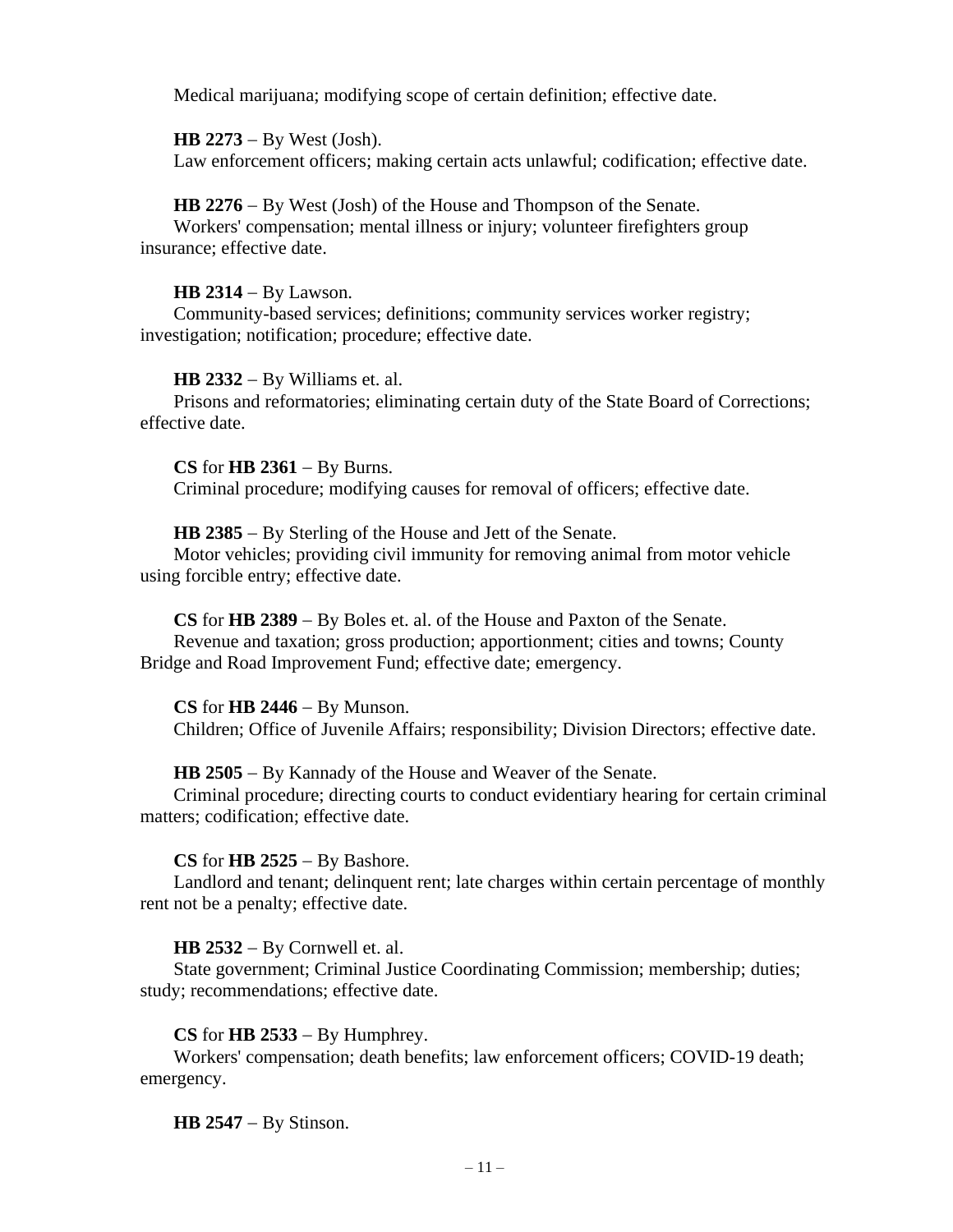Medical marijuana; modifying scope of certain definition; effective date.

**HB 2273** – By West (Josh).
Law enforcement officers; making certain acts unlawful; codification; effective date.

**HB 2276** – By West (Josh) of the House and Thompson of the Senate.
Workers' compensation; mental illness or injury; volunteer firefighters group insurance; effective date.

**HB 2314** – By Lawson.
Community-based services; definitions; community services worker registry; investigation; notification; procedure; effective date.

**HB 2332** – By Williams et. al.
Prisons and reformatories; eliminating certain duty of the State Board of Corrections; effective date.

**CS** for **HB 2361** – By Burns.
Criminal procedure; modifying causes for removal of officers; effective date.

**HB 2385** – By Sterling of the House and Jett of the Senate.
Motor vehicles; providing civil immunity for removing animal from motor vehicle using forcible entry; effective date.

**CS** for **HB 2389** – By Boles et. al. of the House and Paxton of the Senate.
Revenue and taxation; gross production; apportionment; cities and towns; County Bridge and Road Improvement Fund; effective date; emergency.

**CS** for **HB 2446** – By Munson.
Children; Office of Juvenile Affairs; responsibility; Division Directors; effective date.

**HB 2505** – By Kannady of the House and Weaver of the Senate.
Criminal procedure; directing courts to conduct evidentiary hearing for certain criminal matters; codification; effective date.

**CS** for **HB 2525** – By Bashore.
Landlord and tenant; delinquent rent; late charges within certain percentage of monthly rent not be a penalty; effective date.

**HB 2532** – By Cornwell et. al.
State government; Criminal Justice Coordinating Commission; membership; duties; study; recommendations; effective date.

**CS** for **HB 2533** – By Humphrey.
Workers' compensation; death benefits; law enforcement officers; COVID-19 death; emergency.

**HB 2547** – By Stinson.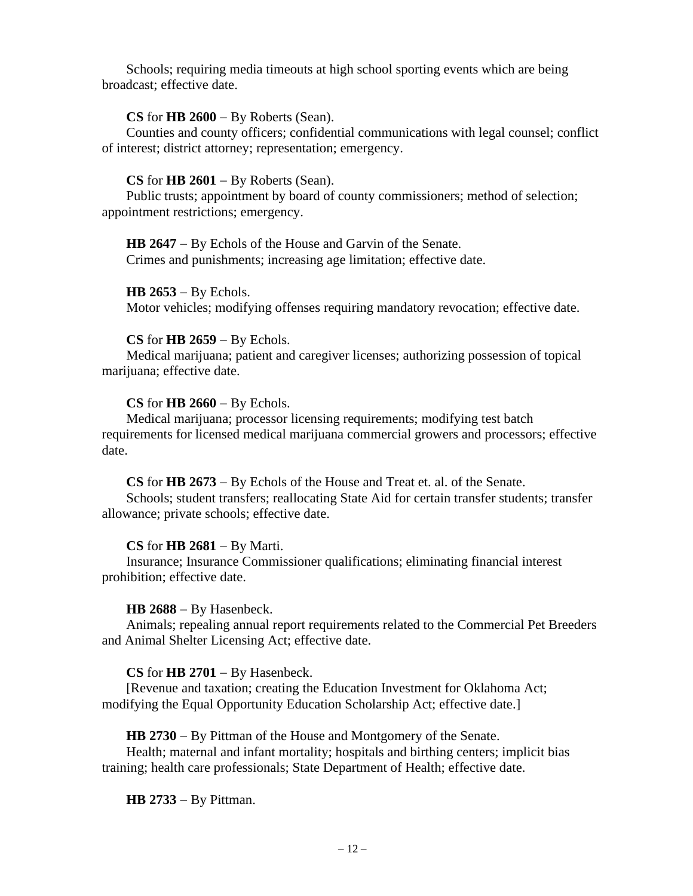Schools; requiring media timeouts at high school sporting events which are being broadcast; effective date.

**CS** for **HB 2600** – By Roberts (Sean).
Counties and county officers; confidential communications with legal counsel; conflict of interest; district attorney; representation; emergency.

**CS** for **HB 2601** – By Roberts (Sean).
Public trusts; appointment by board of county commissioners; method of selection; appointment restrictions; emergency.

**HB 2647** – By Echols of the House and Garvin of the Senate.
Crimes and punishments; increasing age limitation; effective date.

**HB 2653** – By Echols.
Motor vehicles; modifying offenses requiring mandatory revocation; effective date.

**CS** for **HB 2659** – By Echols.
Medical marijuana; patient and caregiver licenses; authorizing possession of topical marijuana; effective date.

**CS** for **HB 2660** – By Echols.
Medical marijuana; processor licensing requirements; modifying test batch requirements for licensed medical marijuana commercial growers and processors; effective date.

**CS** for **HB 2673** – By Echols of the House and Treat et. al. of the Senate.
Schools; student transfers; reallocating State Aid for certain transfer students; transfer allowance; private schools; effective date.

**CS** for **HB 2681** – By Marti.
Insurance; Insurance Commissioner qualifications; eliminating financial interest prohibition; effective date.

**HB 2688** – By Hasenbeck.
Animals; repealing annual report requirements related to the Commercial Pet Breeders and Animal Shelter Licensing Act; effective date.

**CS** for **HB 2701** – By Hasenbeck.
[Revenue and taxation; creating the Education Investment for Oklahoma Act; modifying the Equal Opportunity Education Scholarship Act; effective date.]

**HB 2730** – By Pittman of the House and Montgomery of the Senate.
Health; maternal and infant mortality; hospitals and birthing centers; implicit bias training; health care professionals; State Department of Health; effective date.

**HB 2733** – By Pittman.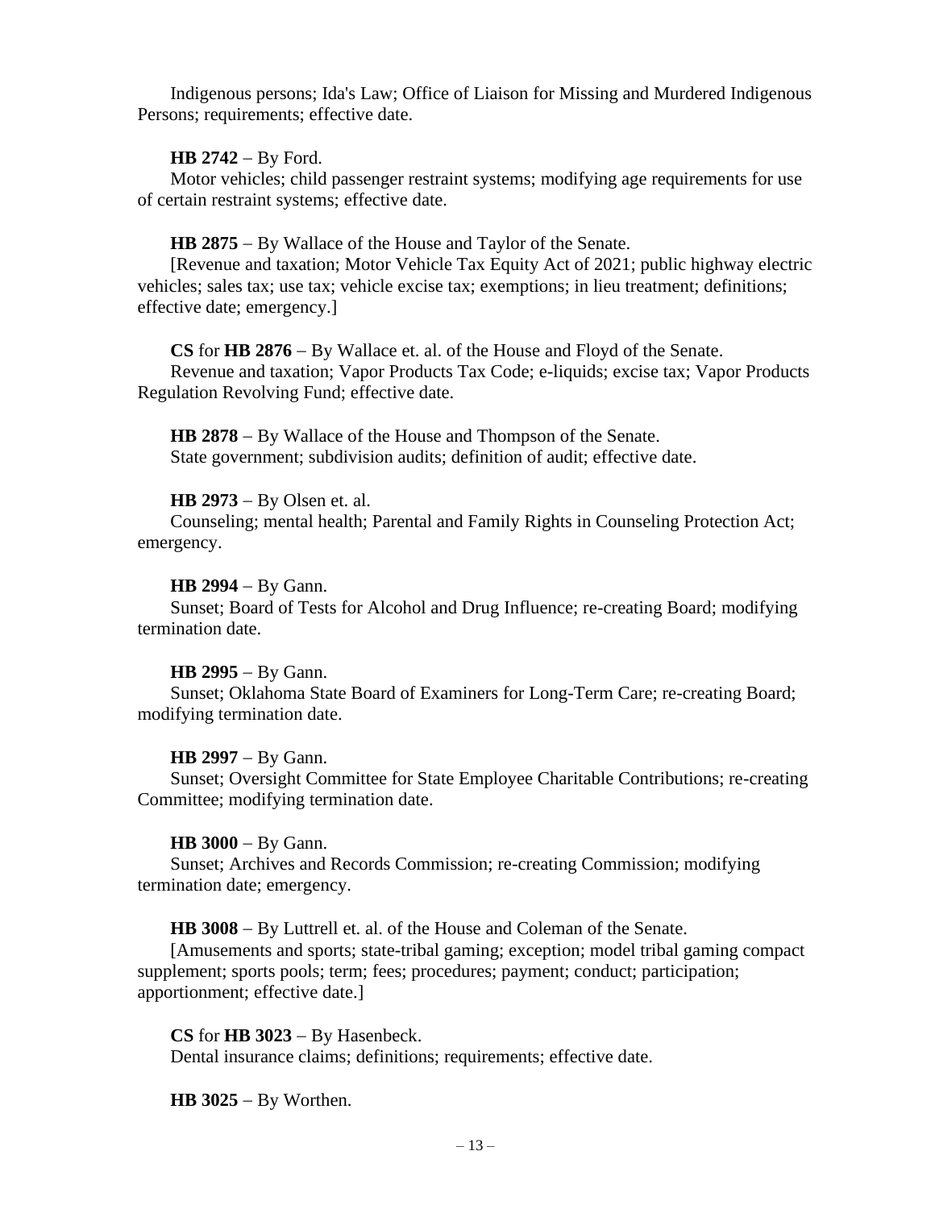Indigenous persons; Ida's Law; Office of Liaison for Missing and Murdered Indigenous Persons; requirements; effective date.

**HB 2742** – By Ford.
Motor vehicles; child passenger restraint systems; modifying age requirements for use of certain restraint systems; effective date.

**HB 2875** – By Wallace of the House and Taylor of the Senate.
[Revenue and taxation; Motor Vehicle Tax Equity Act of 2021; public highway electric vehicles; sales tax; use tax; vehicle excise tax; exemptions; in lieu treatment; definitions; effective date; emergency.]

**CS** for **HB 2876** – By Wallace et. al. of the House and Floyd of the Senate.
Revenue and taxation; Vapor Products Tax Code; e-liquids; excise tax; Vapor Products Regulation Revolving Fund; effective date.

**HB 2878** – By Wallace of the House and Thompson of the Senate.
State government; subdivision audits; definition of audit; effective date.

**HB 2973** – By Olsen et. al.
Counseling; mental health; Parental and Family Rights in Counseling Protection Act; emergency.

**HB 2994** – By Gann.
Sunset; Board of Tests for Alcohol and Drug Influence; re-creating Board; modifying termination date.

**HB 2995** – By Gann.
Sunset; Oklahoma State Board of Examiners for Long-Term Care; re-creating Board; modifying termination date.

**HB 2997** – By Gann.
Sunset; Oversight Committee for State Employee Charitable Contributions; re-creating Committee; modifying termination date.

**HB 3000** – By Gann.
Sunset; Archives and Records Commission; re-creating Commission; modifying termination date; emergency.

**HB 3008** – By Luttrell et. al. of the House and Coleman of the Senate.
[Amusements and sports; state-tribal gaming; exception; model tribal gaming compact supplement; sports pools; term; fees; procedures; payment; conduct; participation; apportionment; effective date.]

**CS** for **HB 3023** – By Hasenbeck.
Dental insurance claims; definitions; requirements; effective date.

**HB 3025** – By Worthen.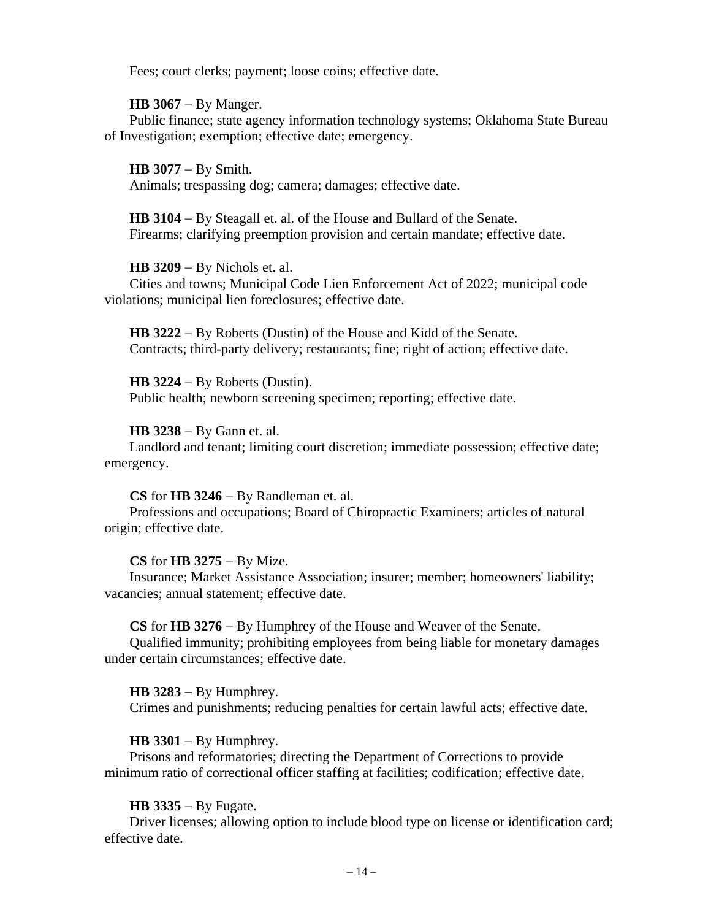Fees; court clerks; payment; loose coins; effective date.

**HB 3067** – By Manger.
Public finance; state agency information technology systems; Oklahoma State Bureau of Investigation; exemption; effective date; emergency.

**HB 3077** – By Smith.
Animals; trespassing dog; camera; damages; effective date.

**HB 3104** – By Steagall et. al. of the House and Bullard of the Senate.
Firearms; clarifying preemption provision and certain mandate; effective date.

**HB 3209** – By Nichols et. al.
Cities and towns; Municipal Code Lien Enforcement Act of 2022; municipal code violations; municipal lien foreclosures; effective date.

**HB 3222** – By Roberts (Dustin) of the House and Kidd of the Senate.
Contracts; third-party delivery; restaurants; fine; right of action; effective date.

**HB 3224** – By Roberts (Dustin).
Public health; newborn screening specimen; reporting; effective date.

**HB 3238** – By Gann et. al.
Landlord and tenant; limiting court discretion; immediate possession; effective date; emergency.

**CS** for **HB 3246** – By Randleman et. al.
Professions and occupations; Board of Chiropractic Examiners; articles of natural origin; effective date.

**CS** for **HB 3275** – By Mize.
Insurance; Market Assistance Association; insurer; member; homeowners' liability; vacancies; annual statement; effective date.

**CS** for **HB 3276** – By Humphrey of the House and Weaver of the Senate.
Qualified immunity; prohibiting employees from being liable for monetary damages under certain circumstances; effective date.

**HB 3283** – By Humphrey.
Crimes and punishments; reducing penalties for certain lawful acts; effective date.

**HB 3301** – By Humphrey.
Prisons and reformatories; directing the Department of Corrections to provide minimum ratio of correctional officer staffing at facilities; codification; effective date.

**HB 3335** – By Fugate.
Driver licenses; allowing option to include blood type on license or identification card; effective date.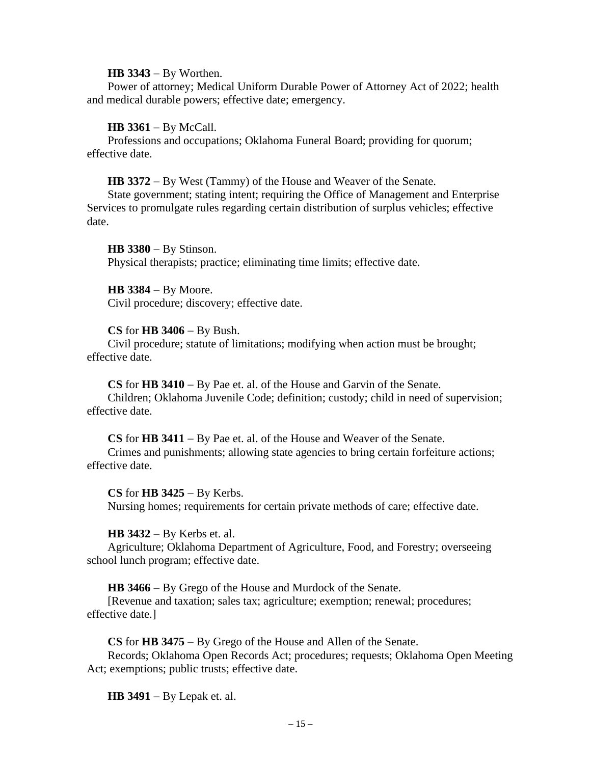**HB 3343** – By Worthen.
Power of attorney; Medical Uniform Durable Power of Attorney Act of 2022; health and medical durable powers; effective date; emergency.

**HB 3361** – By McCall.
Professions and occupations; Oklahoma Funeral Board; providing for quorum; effective date.

**HB 3372** – By West (Tammy) of the House and Weaver of the Senate.
State government; stating intent; requiring the Office of Management and Enterprise Services to promulgate rules regarding certain distribution of surplus vehicles; effective date.

**HB 3380** – By Stinson.
Physical therapists; practice; eliminating time limits; effective date.

**HB 3384** – By Moore.
Civil procedure; discovery; effective date.

**CS** for **HB 3406** – By Bush.
Civil procedure; statute of limitations; modifying when action must be brought; effective date.

**CS** for **HB 3410** – By Pae et. al. of the House and Garvin of the Senate.
Children; Oklahoma Juvenile Code; definition; custody; child in need of supervision; effective date.

**CS** for **HB 3411** – By Pae et. al. of the House and Weaver of the Senate.
Crimes and punishments; allowing state agencies to bring certain forfeiture actions; effective date.

**CS** for **HB 3425** – By Kerbs.
Nursing homes; requirements for certain private methods of care; effective date.

**HB 3432** – By Kerbs et. al.
Agriculture; Oklahoma Department of Agriculture, Food, and Forestry; overseeing school lunch program; effective date.

**HB 3466** – By Grego of the House and Murdock of the Senate.
[Revenue and taxation; sales tax; agriculture; exemption; renewal; procedures; effective date.]

**CS** for **HB 3475** – By Grego of the House and Allen of the Senate.
Records; Oklahoma Open Records Act; procedures; requests; Oklahoma Open Meeting Act; exemptions; public trusts; effective date.

**HB 3491** – By Lepak et. al.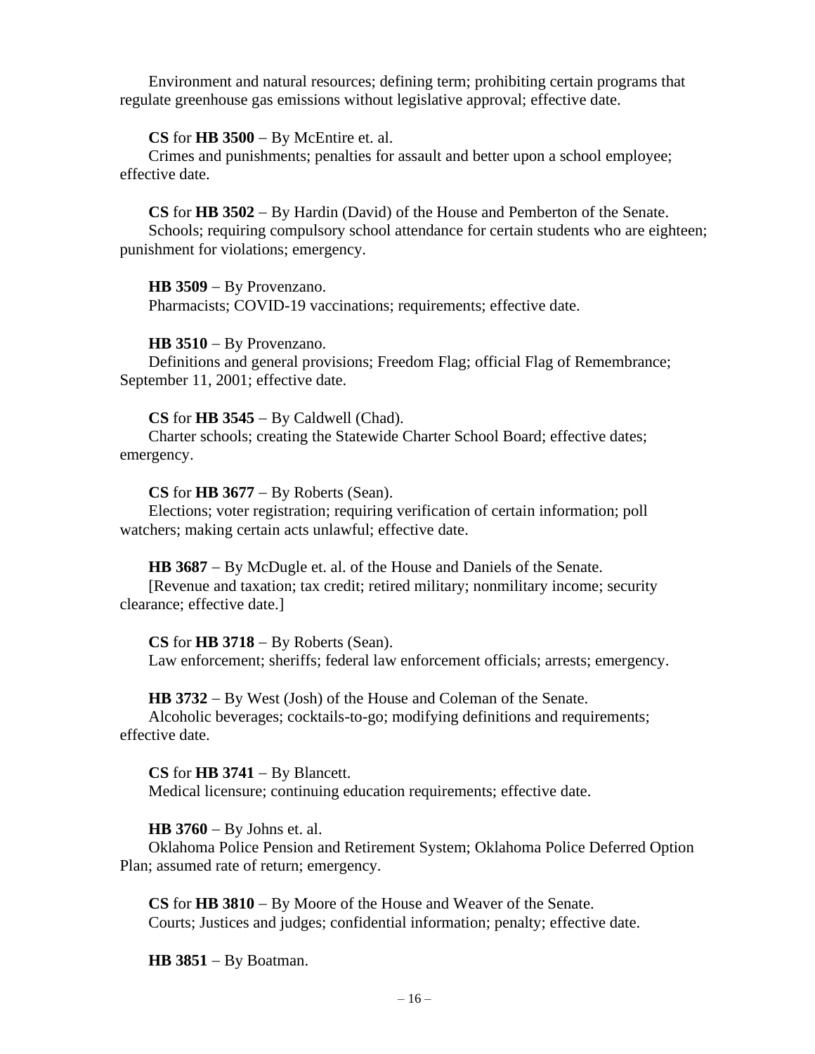Environment and natural resources; defining term; prohibiting certain programs that regulate greenhouse gas emissions without legislative approval; effective date.

**CS** for **HB 3500** – By McEntire et. al.
Crimes and punishments; penalties for assault and better upon a school employee; effective date.

**CS** for **HB 3502** – By Hardin (David) of the House and Pemberton of the Senate.
Schools; requiring compulsory school attendance for certain students who are eighteen; punishment for violations; emergency.

**HB 3509** – By Provenzano.
Pharmacists; COVID-19 vaccinations; requirements; effective date.

**HB 3510** – By Provenzano.
Definitions and general provisions; Freedom Flag; official Flag of Remembrance; September 11, 2001; effective date.

**CS** for **HB 3545** – By Caldwell (Chad).
Charter schools; creating the Statewide Charter School Board; effective dates; emergency.

**CS** for **HB 3677** – By Roberts (Sean).
Elections; voter registration; requiring verification of certain information; poll watchers; making certain acts unlawful; effective date.

**HB 3687** – By McDugle et. al. of the House and Daniels of the Senate.
[Revenue and taxation; tax credit; retired military; nonmilitary income; security clearance; effective date.]

**CS** for **HB 3718** – By Roberts (Sean).
Law enforcement; sheriffs; federal law enforcement officials; arrests; emergency.

**HB 3732** – By West (Josh) of the House and Coleman of the Senate.
Alcoholic beverages; cocktails-to-go; modifying definitions and requirements; effective date.

**CS** for **HB 3741** – By Blancett.
Medical licensure; continuing education requirements; effective date.

**HB 3760** – By Johns et. al.
Oklahoma Police Pension and Retirement System; Oklahoma Police Deferred Option Plan; assumed rate of return; emergency.

**CS** for **HB 3810** – By Moore of the House and Weaver of the Senate.
Courts; Justices and judges; confidential information; penalty; effective date.

**HB 3851** – By Boatman.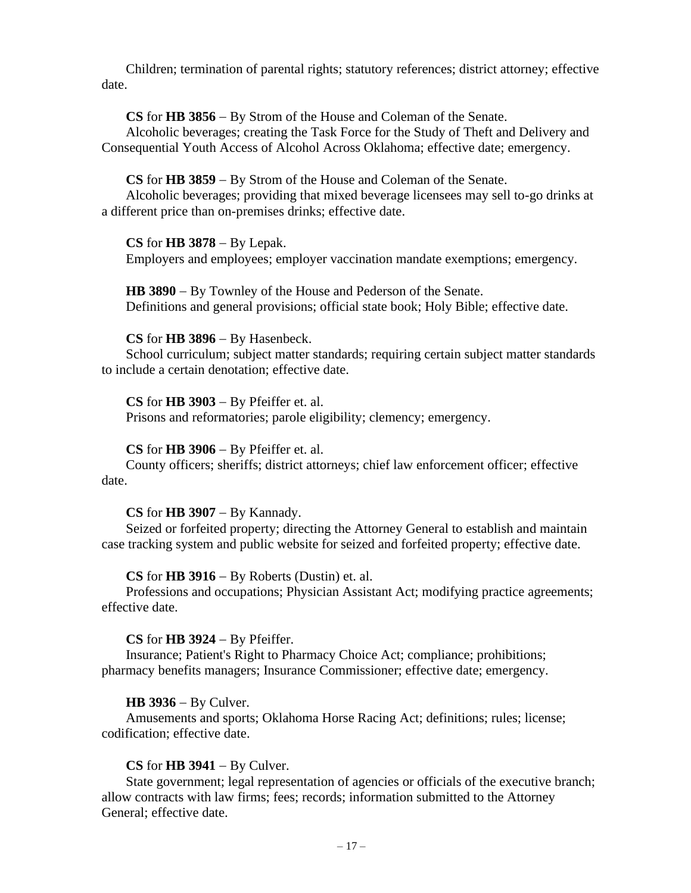Children; termination of parental rights; statutory references; district attorney; effective date.

**CS** for **HB 3856** – By Strom of the House and Coleman of the Senate.
Alcoholic beverages; creating the Task Force for the Study of Theft and Delivery and Consequential Youth Access of Alcohol Across Oklahoma; effective date; emergency.

**CS** for **HB 3859** – By Strom of the House and Coleman of the Senate.
Alcoholic beverages; providing that mixed beverage licensees may sell to-go drinks at a different price than on-premises drinks; effective date.

**CS** for **HB 3878** – By Lepak.
Employers and employees; employer vaccination mandate exemptions; emergency.

**HB 3890** – By Townley of the House and Pederson of the Senate.
Definitions and general provisions; official state book; Holy Bible; effective date.

**CS** for **HB 3896** – By Hasenbeck.
School curriculum; subject matter standards; requiring certain subject matter standards to include a certain denotation; effective date.

**CS** for **HB 3903** – By Pfeiffer et. al.
Prisons and reformatories; parole eligibility; clemency; emergency.

**CS** for **HB 3906** – By Pfeiffer et. al.
County officers; sheriffs; district attorneys; chief law enforcement officer; effective date.

**CS** for **HB 3907** – By Kannady.
Seized or forfeited property; directing the Attorney General to establish and maintain case tracking system and public website for seized and forfeited property; effective date.

**CS** for **HB 3916** – By Roberts (Dustin) et. al.
Professions and occupations; Physician Assistant Act; modifying practice agreements; effective date.

**CS** for **HB 3924** – By Pfeiffer.
Insurance; Patient's Right to Pharmacy Choice Act; compliance; prohibitions; pharmacy benefits managers; Insurance Commissioner; effective date; emergency.

**HB 3936** – By Culver.
Amusements and sports; Oklahoma Horse Racing Act; definitions; rules; license; codification; effective date.

**CS** for **HB 3941** – By Culver.
State government; legal representation of agencies or officials of the executive branch; allow contracts with law firms; fees; records; information submitted to the Attorney General; effective date.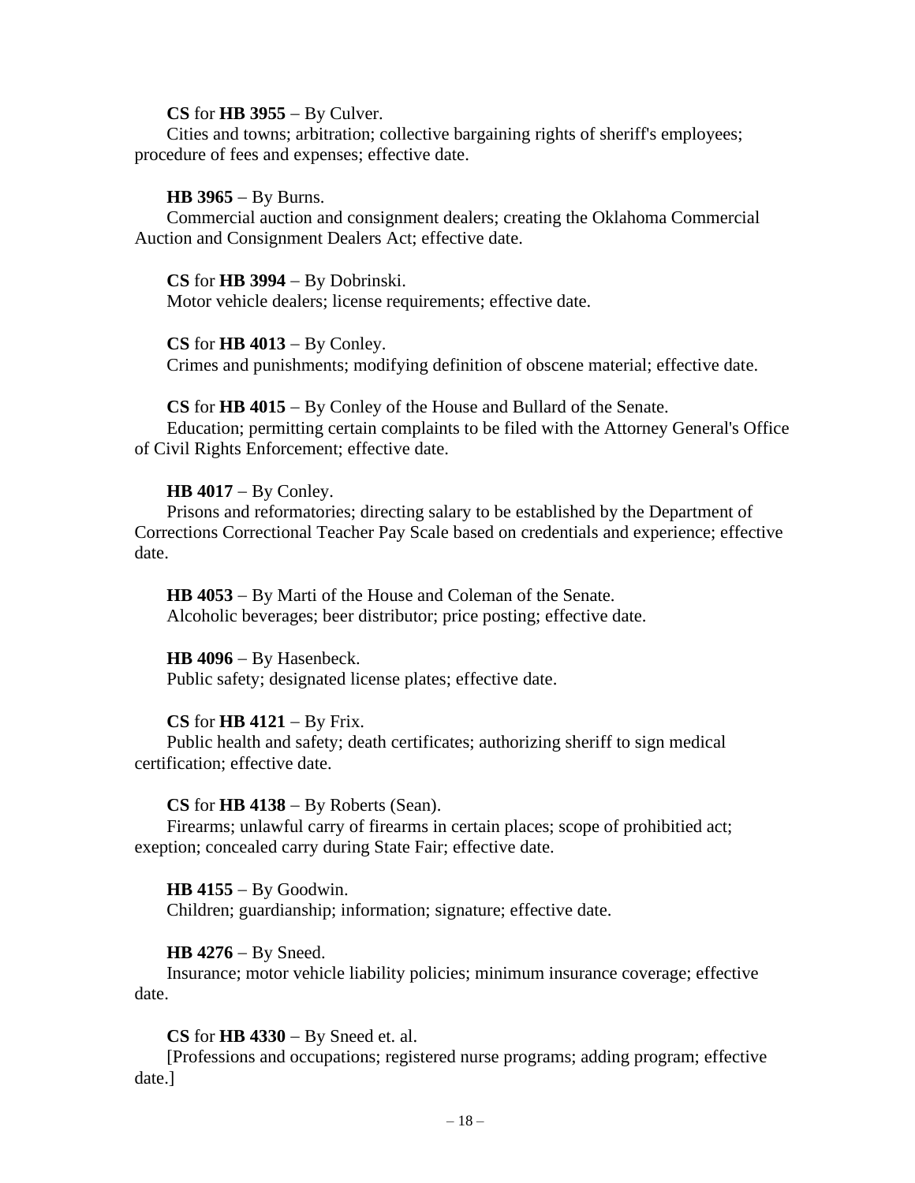**CS** for **HB 3955** – By Culver.

Cities and towns; arbitration; collective bargaining rights of sheriff's employees; procedure of fees and expenses; effective date.

**HB 3965** – By Burns.

Commercial auction and consignment dealers; creating the Oklahoma Commercial Auction and Consignment Dealers Act; effective date.

**CS** for **HB 3994** – By Dobrinski.

Motor vehicle dealers; license requirements; effective date.

**CS** for **HB 4013** – By Conley.

Crimes and punishments; modifying definition of obscene material; effective date.

**CS** for **HB 4015** – By Conley of the House and Bullard of the Senate.

Education; permitting certain complaints to be filed with the Attorney General's Office of Civil Rights Enforcement; effective date.

**HB 4017** – By Conley.

Prisons and reformatories; directing salary to be established by the Department of Corrections Correctional Teacher Pay Scale based on credentials and experience; effective date.

**HB 4053** – By Marti of the House and Coleman of the Senate.

Alcoholic beverages; beer distributor; price posting; effective date.

**HB 4096** – By Hasenbeck.

Public safety; designated license plates; effective date.

**CS** for **HB 4121** – By Frix.

Public health and safety; death certificates; authorizing sheriff to sign medical certification; effective date.

**CS** for **HB 4138** – By Roberts (Sean).

Firearms; unlawful carry of firearms in certain places; scope of prohibitied act; exeption; concealed carry during State Fair; effective date.

**HB 4155** – By Goodwin.

Children; guardianship; information; signature; effective date.

**HB 4276** – By Sneed.

Insurance; motor vehicle liability policies; minimum insurance coverage; effective date.

**CS** for **HB 4330** – By Sneed et. al.

[Professions and occupations; registered nurse programs; adding program; effective date.]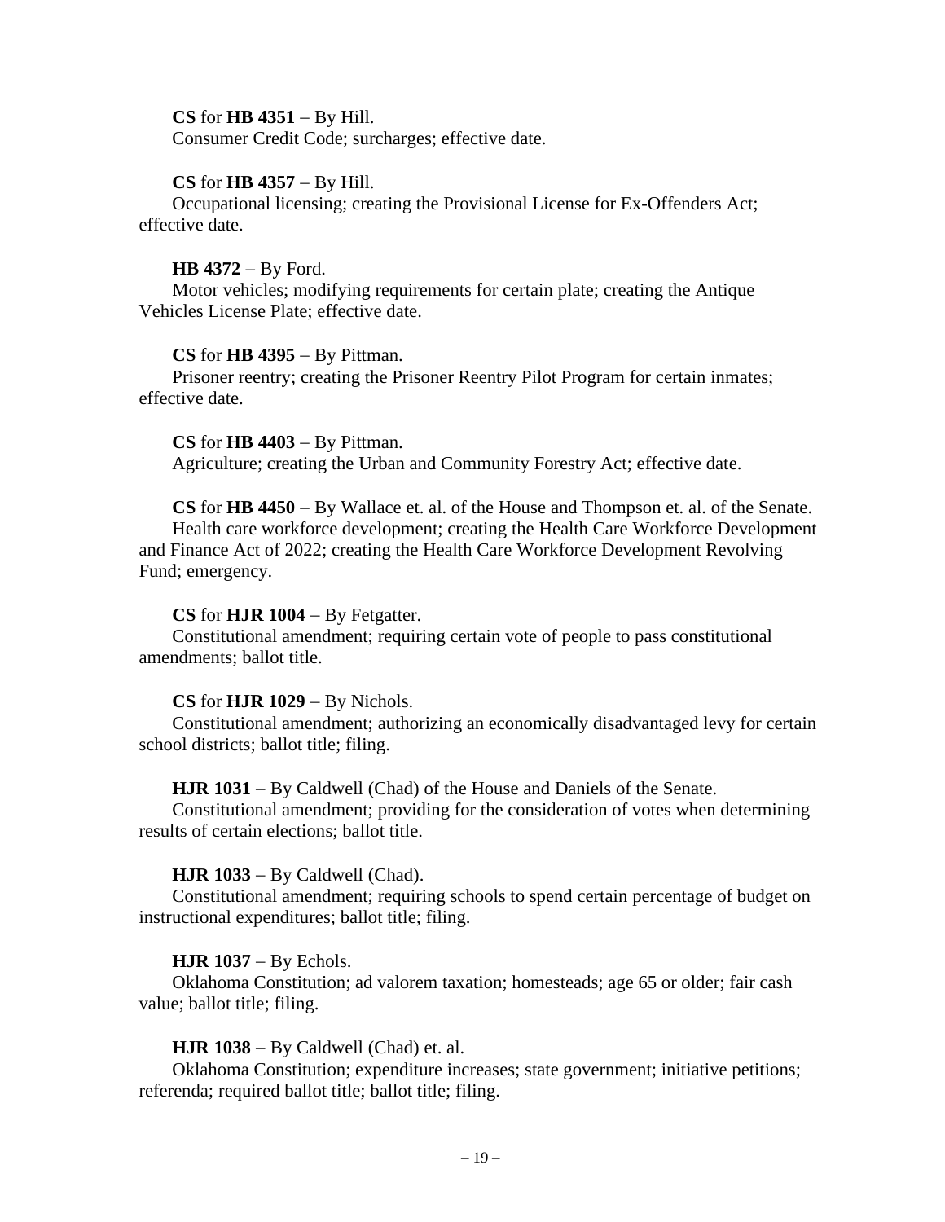**CS** for **HB 4351** – By Hill.
Consumer Credit Code; surcharges; effective date.

**CS** for **HB 4357** – By Hill.
Occupational licensing; creating the Provisional License for Ex-Offenders Act; effective date.

**HB 4372** – By Ford.
Motor vehicles; modifying requirements for certain plate; creating the Antique Vehicles License Plate; effective date.

**CS** for **HB 4395** – By Pittman.
Prisoner reentry; creating the Prisoner Reentry Pilot Program for certain inmates; effective date.

**CS** for **HB 4403** – By Pittman.
Agriculture; creating the Urban and Community Forestry Act; effective date.

**CS** for **HB 4450** – By Wallace et. al. of the House and Thompson et. al. of the Senate.
Health care workforce development; creating the Health Care Workforce Development and Finance Act of 2022; creating the Health Care Workforce Development Revolving Fund; emergency.

**CS** for **HJR 1004** – By Fetgatter.
Constitutional amendment; requiring certain vote of people to pass constitutional amendments; ballot title.

**CS** for **HJR 1029** – By Nichols.
Constitutional amendment; authorizing an economically disadvantaged levy for certain school districts; ballot title; filing.

**HJR 1031** – By Caldwell (Chad) of the House and Daniels of the Senate.
Constitutional amendment; providing for the consideration of votes when determining results of certain elections; ballot title.

**HJR 1033** – By Caldwell (Chad).
Constitutional amendment; requiring schools to spend certain percentage of budget on instructional expenditures; ballot title; filing.

**HJR 1037** – By Echols.
Oklahoma Constitution; ad valorem taxation; homesteads; age 65 or older; fair cash value; ballot title; filing.

**HJR 1038** – By Caldwell (Chad) et. al.
Oklahoma Constitution; expenditure increases; state government; initiative petitions; referenda; required ballot title; ballot title; filing.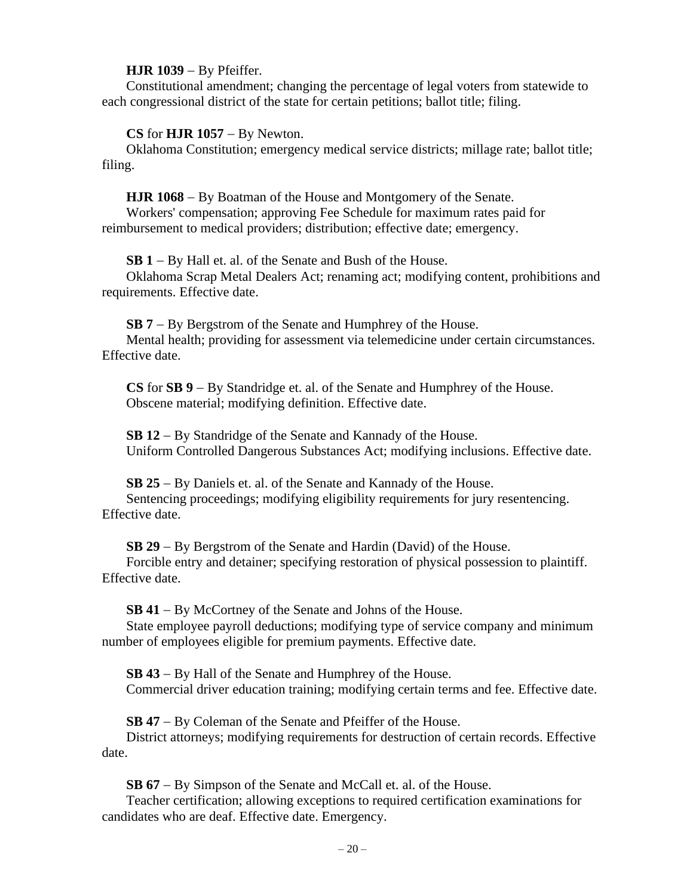**HJR 1039** – By Pfeiffer.
Constitutional amendment; changing the percentage of legal voters from statewide to each congressional district of the state for certain petitions; ballot title; filing.

**CS** for **HJR 1057** – By Newton.
Oklahoma Constitution; emergency medical service districts; millage rate; ballot title; filing.

**HJR 1068** – By Boatman of the House and Montgomery of the Senate.
Workers' compensation; approving Fee Schedule for maximum rates paid for reimbursement to medical providers; distribution; effective date; emergency.

**SB 1** – By Hall et. al. of the Senate and Bush of the House.
Oklahoma Scrap Metal Dealers Act; renaming act; modifying content, prohibitions and requirements. Effective date.

**SB 7** – By Bergstrom of the Senate and Humphrey of the House.
Mental health; providing for assessment via telemedicine under certain circumstances. Effective date.

**CS** for **SB 9** – By Standridge et. al. of the Senate and Humphrey of the House.
Obscene material; modifying definition. Effective date.

**SB 12** – By Standridge of the Senate and Kannady of the House.
Uniform Controlled Dangerous Substances Act; modifying inclusions. Effective date.

**SB 25** – By Daniels et. al. of the Senate and Kannady of the House.
Sentencing proceedings; modifying eligibility requirements for jury resentencing. Effective date.

**SB 29** – By Bergstrom of the Senate and Hardin (David) of the House.
Forcible entry and detainer; specifying restoration of physical possession to plaintiff. Effective date.

**SB 41** – By McCortney of the Senate and Johns of the House.
State employee payroll deductions; modifying type of service company and minimum number of employees eligible for premium payments. Effective date.

**SB 43** – By Hall of the Senate and Humphrey of the House.
Commercial driver education training; modifying certain terms and fee. Effective date.

**SB 47** – By Coleman of the Senate and Pfeiffer of the House.
District attorneys; modifying requirements for destruction of certain records. Effective date.

**SB 67** – By Simpson of the Senate and McCall et. al. of the House.
Teacher certification; allowing exceptions to required certification examinations for candidates who are deaf. Effective date. Emergency.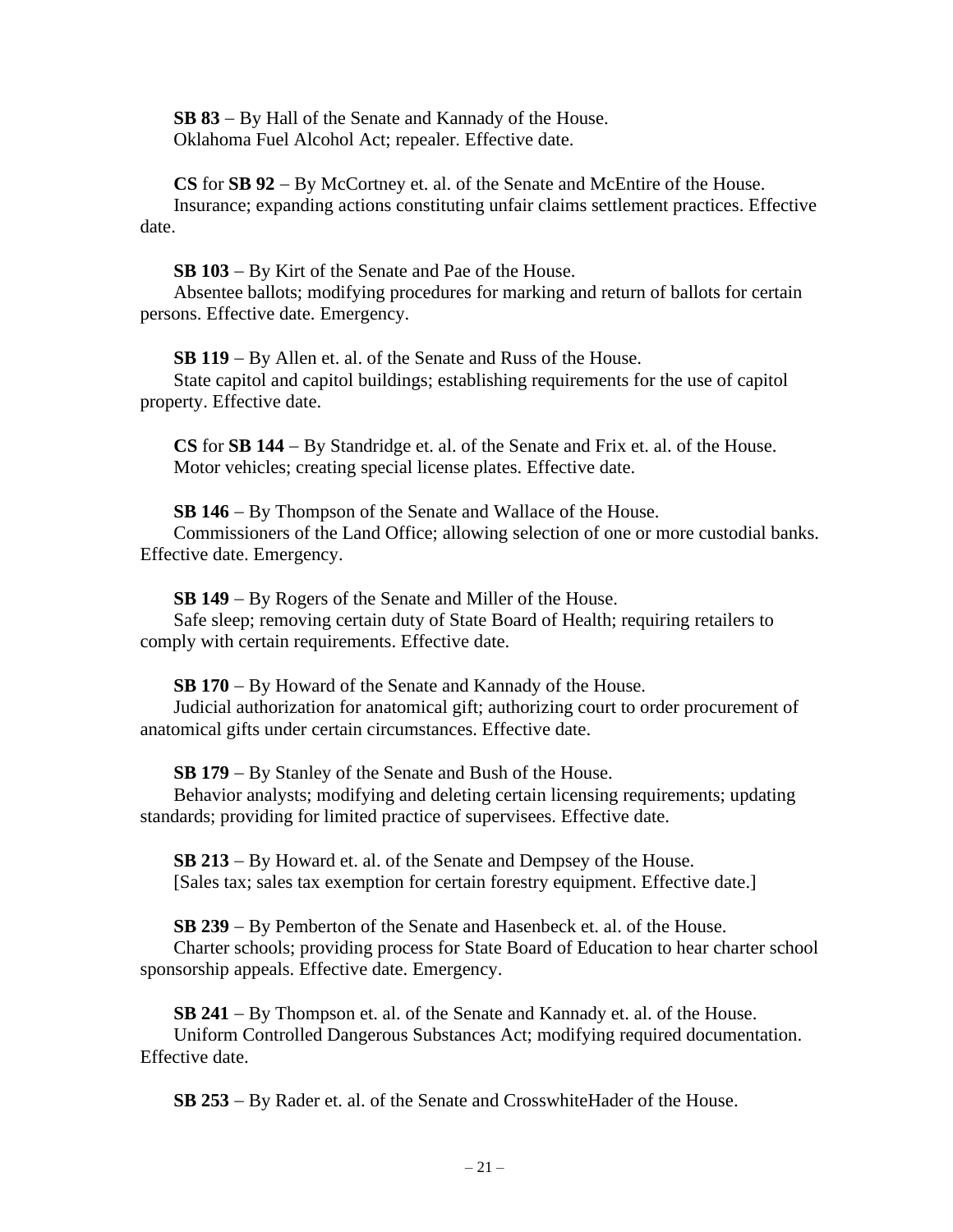**SB 83** – By Hall of the Senate and Kannady of the House.
Oklahoma Fuel Alcohol Act; repealer. Effective date.

**CS** for **SB 92** – By McCortney et. al. of the Senate and McEntire of the House.
Insurance; expanding actions constituting unfair claims settlement practices. Effective date.

**SB 103** – By Kirt of the Senate and Pae of the House.
Absentee ballots; modifying procedures for marking and return of ballots for certain persons. Effective date. Emergency.

**SB 119** – By Allen et. al. of the Senate and Russ of the House.
State capitol and capitol buildings; establishing requirements for the use of capitol property. Effective date.

**CS** for **SB 144** – By Standridge et. al. of the Senate and Frix et. al. of the House.
Motor vehicles; creating special license plates. Effective date.

**SB 146** – By Thompson of the Senate and Wallace of the House.
Commissioners of the Land Office; allowing selection of one or more custodial banks. Effective date. Emergency.

**SB 149** – By Rogers of the Senate and Miller of the House.
Safe sleep; removing certain duty of State Board of Health; requiring retailers to comply with certain requirements. Effective date.

**SB 170** – By Howard of the Senate and Kannady of the House.
Judicial authorization for anatomical gift; authorizing court to order procurement of anatomical gifts under certain circumstances. Effective date.

**SB 179** – By Stanley of the Senate and Bush of the House.
Behavior analysts; modifying and deleting certain licensing requirements; updating standards; providing for limited practice of supervisees. Effective date.

**SB 213** – By Howard et. al. of the Senate and Dempsey of the House.
[Sales tax; sales tax exemption for certain forestry equipment. Effective date.]

**SB 239** – By Pemberton of the Senate and Hasenbeck et. al. of the House.
Charter schools; providing process for State Board of Education to hear charter school sponsorship appeals. Effective date. Emergency.

**SB 241** – By Thompson et. al. of the Senate and Kannady et. al. of the House.
Uniform Controlled Dangerous Substances Act; modifying required documentation. Effective date.

**SB 253** – By Rader et. al. of the Senate and CrosswhiteHader of the House.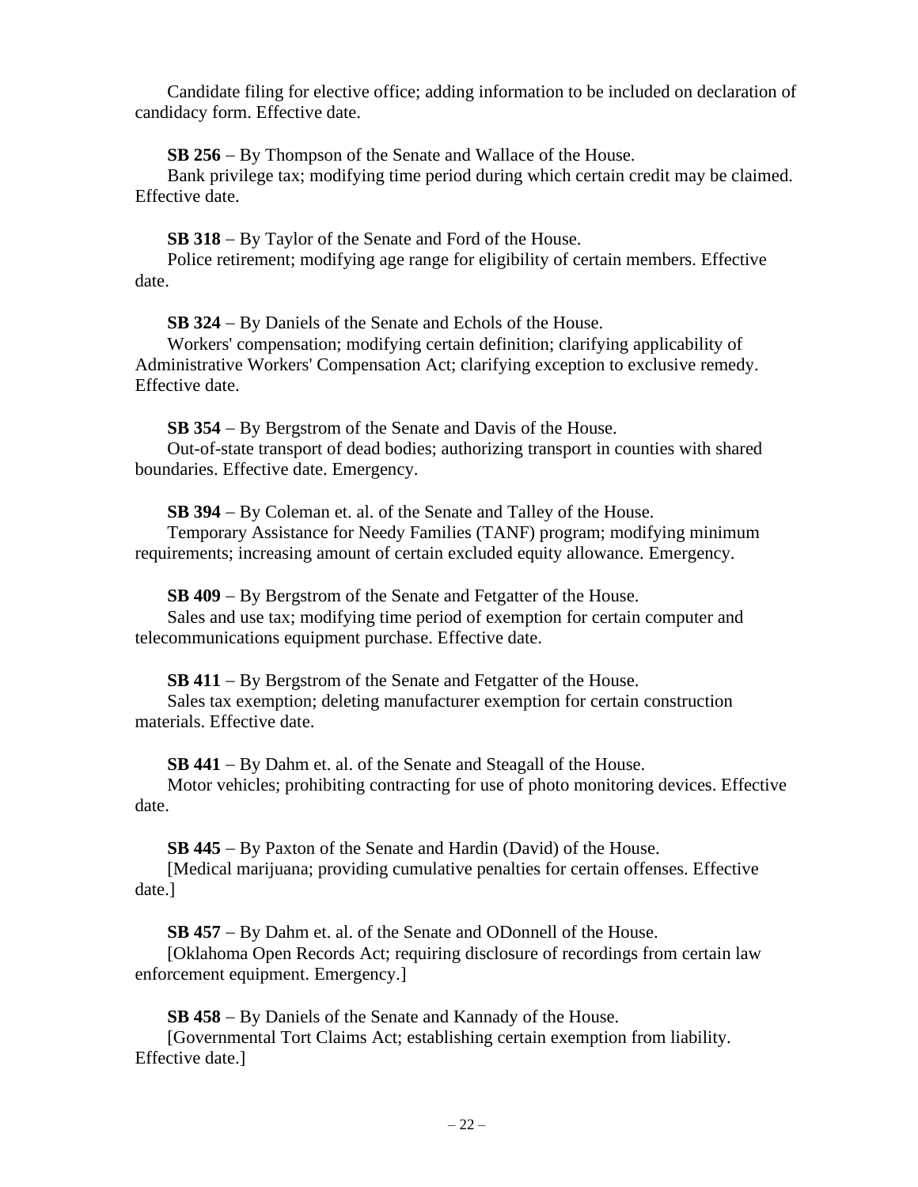Candidate filing for elective office; adding information to be included on declaration of candidacy form. Effective date.

**SB 256** – By Thompson of the Senate and Wallace of the House.
Bank privilege tax; modifying time period during which certain credit may be claimed. Effective date.

**SB 318** – By Taylor of the Senate and Ford of the House.
Police retirement; modifying age range for eligibility of certain members. Effective date.

**SB 324** – By Daniels of the Senate and Echols of the House.
Workers' compensation; modifying certain definition; clarifying applicability of Administrative Workers' Compensation Act; clarifying exception to exclusive remedy. Effective date.

**SB 354** – By Bergstrom of the Senate and Davis of the House.
Out-of-state transport of dead bodies; authorizing transport in counties with shared boundaries. Effective date. Emergency.

**SB 394** – By Coleman et. al. of the Senate and Talley of the House.
Temporary Assistance for Needy Families (TANF) program; modifying minimum requirements; increasing amount of certain excluded equity allowance. Emergency.

**SB 409** – By Bergstrom of the Senate and Fetgatter of the House.
Sales and use tax; modifying time period of exemption for certain computer and telecommunications equipment purchase. Effective date.

**SB 411** – By Bergstrom of the Senate and Fetgatter of the House.
Sales tax exemption; deleting manufacturer exemption for certain construction materials. Effective date.

**SB 441** – By Dahm et. al. of the Senate and Steagall of the House.
Motor vehicles; prohibiting contracting for use of photo monitoring devices. Effective date.

**SB 445** – By Paxton of the Senate and Hardin (David) of the House.
[Medical marijuana; providing cumulative penalties for certain offenses. Effective date.]

**SB 457** – By Dahm et. al. of the Senate and ODonnell of the House.
[Oklahoma Open Records Act; requiring disclosure of recordings from certain law enforcement equipment. Emergency.]

**SB 458** – By Daniels of the Senate and Kannady of the House.
[Governmental Tort Claims Act; establishing certain exemption from liability. Effective date.]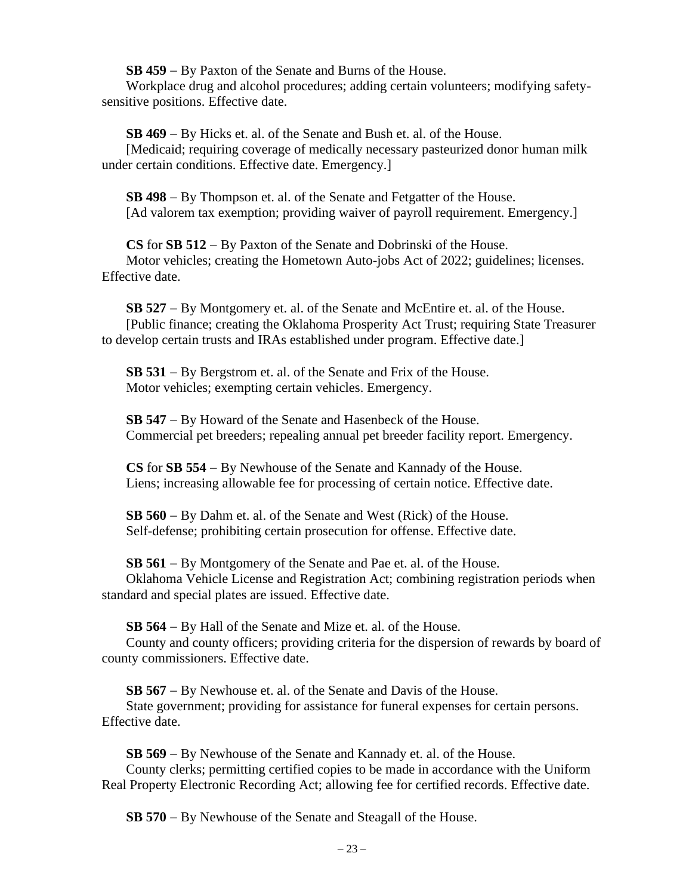**SB 459** – By Paxton of the Senate and Burns of the House.

Workplace drug and alcohol procedures; adding certain volunteers; modifying safety-sensitive positions. Effective date.

**SB 469** – By Hicks et. al. of the Senate and Bush et. al. of the House.

[Medicaid; requiring coverage of medically necessary pasteurized donor human milk under certain conditions. Effective date. Emergency.]

**SB 498** – By Thompson et. al. of the Senate and Fetgatter of the House.

[Ad valorem tax exemption; providing waiver of payroll requirement. Emergency.]

**CS** for **SB 512** – By Paxton of the Senate and Dobrinski of the House.

Motor vehicles; creating the Hometown Auto-jobs Act of 2022; guidelines; licenses. Effective date.

**SB 527** – By Montgomery et. al. of the Senate and McEntire et. al. of the House.

[Public finance; creating the Oklahoma Prosperity Act Trust; requiring State Treasurer to develop certain trusts and IRAs established under program. Effective date.]

**SB 531** – By Bergstrom et. al. of the Senate and Frix of the House.

Motor vehicles; exempting certain vehicles. Emergency.

**SB 547** – By Howard of the Senate and Hasenbeck of the House.

Commercial pet breeders; repealing annual pet breeder facility report. Emergency.

**CS** for **SB 554** – By Newhouse of the Senate and Kannady of the House.

Liens; increasing allowable fee for processing of certain notice. Effective date.

**SB 560** – By Dahm et. al. of the Senate and West (Rick) of the House.

Self-defense; prohibiting certain prosecution for offense. Effective date.

**SB 561** – By Montgomery of the Senate and Pae et. al. of the House.

Oklahoma Vehicle License and Registration Act; combining registration periods when standard and special plates are issued. Effective date.

**SB 564** – By Hall of the Senate and Mize et. al. of the House.

County and county officers; providing criteria for the dispersion of rewards by board of county commissioners. Effective date.

**SB 567** – By Newhouse et. al. of the Senate and Davis of the House.

State government; providing for assistance for funeral expenses for certain persons. Effective date.

**SB 569** – By Newhouse of the Senate and Kannady et. al. of the House.

County clerks; permitting certified copies to be made in accordance with the Uniform Real Property Electronic Recording Act; allowing fee for certified records. Effective date.

**SB 570** – By Newhouse of the Senate and Steagall of the House.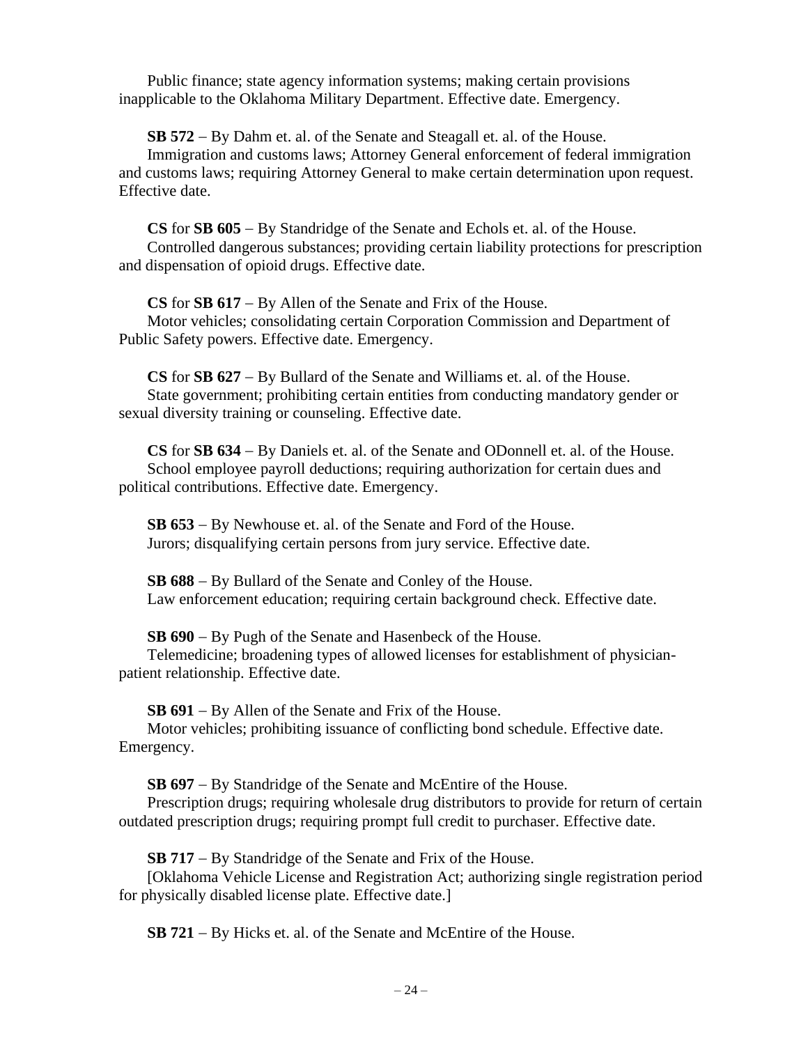Public finance; state agency information systems; making certain provisions inapplicable to the Oklahoma Military Department. Effective date. Emergency.

**SB 572** – By Dahm et. al. of the Senate and Steagall et. al. of the House.
Immigration and customs laws; Attorney General enforcement of federal immigration and customs laws; requiring Attorney General to make certain determination upon request. Effective date.

**CS** for **SB 605** – By Standridge of the Senate and Echols et. al. of the House.
Controlled dangerous substances; providing certain liability protections for prescription and dispensation of opioid drugs. Effective date.

**CS** for **SB 617** – By Allen of the Senate and Frix of the House.
Motor vehicles; consolidating certain Corporation Commission and Department of Public Safety powers. Effective date. Emergency.

**CS** for **SB 627** – By Bullard of the Senate and Williams et. al. of the House.
State government; prohibiting certain entities from conducting mandatory gender or sexual diversity training or counseling. Effective date.

**CS** for **SB 634** – By Daniels et. al. of the Senate and ODonnell et. al. of the House.
School employee payroll deductions; requiring authorization for certain dues and political contributions. Effective date. Emergency.

**SB 653** – By Newhouse et. al. of the Senate and Ford of the House.
Jurors; disqualifying certain persons from jury service. Effective date.

**SB 688** – By Bullard of the Senate and Conley of the House.
Law enforcement education; requiring certain background check. Effective date.

**SB 690** – By Pugh of the Senate and Hasenbeck of the House.
Telemedicine; broadening types of allowed licenses for establishment of physician-patient relationship. Effective date.

**SB 691** – By Allen of the Senate and Frix of the House.
Motor vehicles; prohibiting issuance of conflicting bond schedule. Effective date. Emergency.

**SB 697** – By Standridge of the Senate and McEntire of the House.
Prescription drugs; requiring wholesale drug distributors to provide for return of certain outdated prescription drugs; requiring prompt full credit to purchaser. Effective date.

**SB 717** – By Standridge of the Senate and Frix of the House.
[Oklahoma Vehicle License and Registration Act; authorizing single registration period for physically disabled license plate. Effective date.]

**SB 721** – By Hicks et. al. of the Senate and McEntire of the House.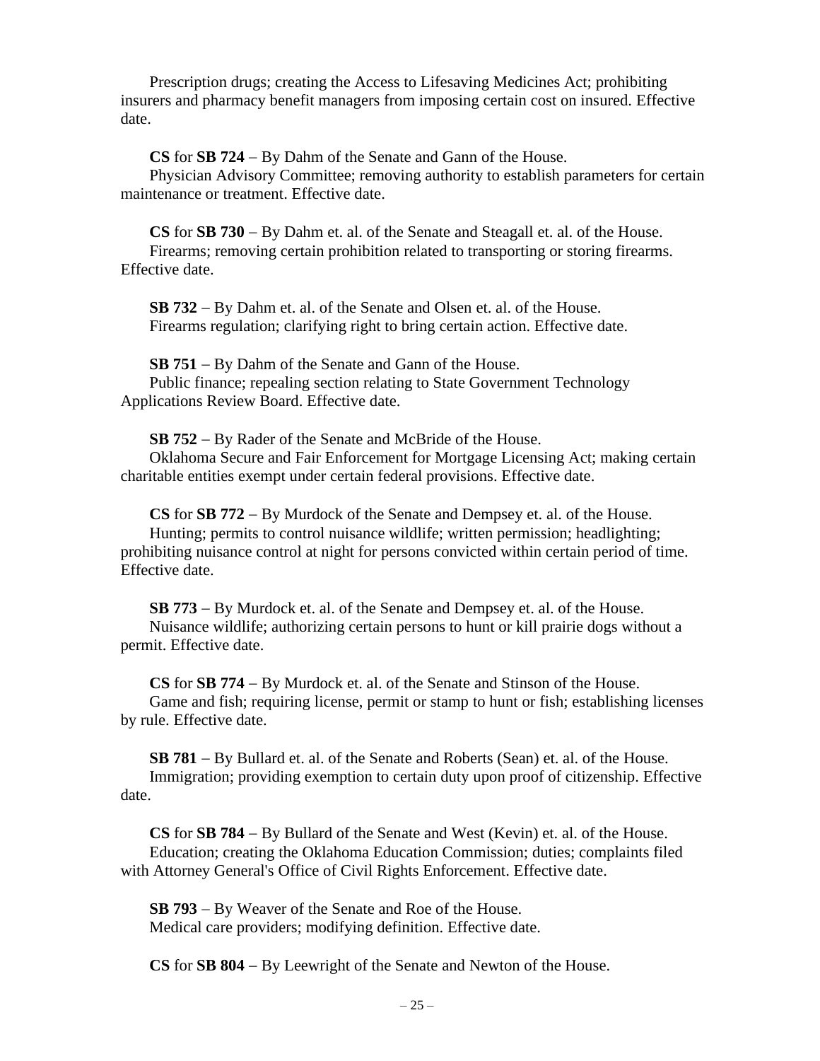Prescription drugs; creating the Access to Lifesaving Medicines Act; prohibiting insurers and pharmacy benefit managers from imposing certain cost on insured. Effective date.

**CS** for **SB 724** – By Dahm of the Senate and Gann of the House.
Physician Advisory Committee; removing authority to establish parameters for certain maintenance or treatment. Effective date.

**CS** for **SB 730** – By Dahm et. al. of the Senate and Steagall et. al. of the House.
Firearms; removing certain prohibition related to transporting or storing firearms. Effective date.

**SB 732** – By Dahm et. al. of the Senate and Olsen et. al. of the House.
Firearms regulation; clarifying right to bring certain action. Effective date.

**SB 751** – By Dahm of the Senate and Gann of the House.
Public finance; repealing section relating to State Government Technology Applications Review Board. Effective date.

**SB 752** – By Rader of the Senate and McBride of the House.
Oklahoma Secure and Fair Enforcement for Mortgage Licensing Act; making certain charitable entities exempt under certain federal provisions. Effective date.

**CS** for **SB 772** – By Murdock of the Senate and Dempsey et. al. of the House.
Hunting; permits to control nuisance wildlife; written permission; headlighting; prohibiting nuisance control at night for persons convicted within certain period of time. Effective date.

**SB 773** – By Murdock et. al. of the Senate and Dempsey et. al. of the House.
Nuisance wildlife; authorizing certain persons to hunt or kill prairie dogs without a permit. Effective date.

**CS** for **SB 774** – By Murdock et. al. of the Senate and Stinson of the House.
Game and fish; requiring license, permit or stamp to hunt or fish; establishing licenses by rule. Effective date.

**SB 781** – By Bullard et. al. of the Senate and Roberts (Sean) et. al. of the House.
Immigration; providing exemption to certain duty upon proof of citizenship. Effective date.

**CS** for **SB 784** – By Bullard of the Senate and West (Kevin) et. al. of the House.
Education; creating the Oklahoma Education Commission; duties; complaints filed with Attorney General's Office of Civil Rights Enforcement. Effective date.

**SB 793** – By Weaver of the Senate and Roe of the House.
Medical care providers; modifying definition. Effective date.

**CS** for **SB 804** – By Leewright of the Senate and Newton of the House.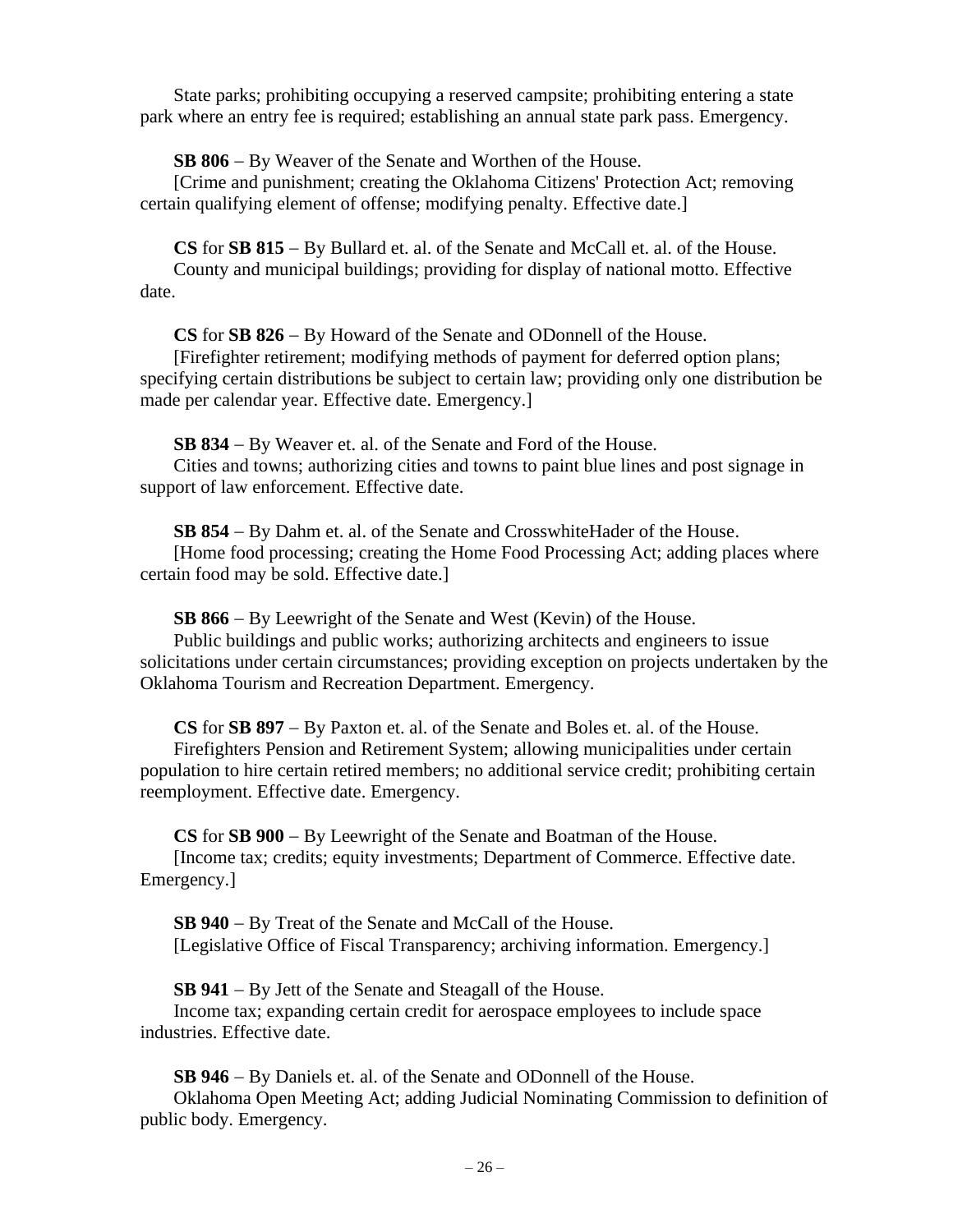State parks; prohibiting occupying a reserved campsite; prohibiting entering a state park where an entry fee is required; establishing an annual state park pass. Emergency.

**SB 806** – By Weaver of the Senate and Worthen of the House.
[Crime and punishment; creating the Oklahoma Citizens' Protection Act; removing certain qualifying element of offense; modifying penalty. Effective date.]

**CS** for **SB 815** – By Bullard et. al. of the Senate and McCall et. al. of the House.
County and municipal buildings; providing for display of national motto. Effective date.

**CS** for **SB 826** – By Howard of the Senate and ODonnell of the House.
[Firefighter retirement; modifying methods of payment for deferred option plans; specifying certain distributions be subject to certain law; providing only one distribution be made per calendar year. Effective date. Emergency.]

**SB 834** – By Weaver et. al. of the Senate and Ford of the House.
Cities and towns; authorizing cities and towns to paint blue lines and post signage in support of law enforcement. Effective date.

**SB 854** – By Dahm et. al. of the Senate and CrosswhiteHader of the House.
[Home food processing; creating the Home Food Processing Act; adding places where certain food may be sold. Effective date.]

**SB 866** – By Leewright of the Senate and West (Kevin) of the House.
Public buildings and public works; authorizing architects and engineers to issue solicitations under certain circumstances; providing exception on projects undertaken by the Oklahoma Tourism and Recreation Department. Emergency.

**CS** for **SB 897** – By Paxton et. al. of the Senate and Boles et. al. of the House.
Firefighters Pension and Retirement System; allowing municipalities under certain population to hire certain retired members; no additional service credit; prohibiting certain reemployment. Effective date. Emergency.

**CS** for **SB 900** – By Leewright of the Senate and Boatman of the House.
[Income tax; credits; equity investments; Department of Commerce. Effective date. Emergency.]

**SB 940** – By Treat of the Senate and McCall of the House.
[Legislative Office of Fiscal Transparency; archiving information. Emergency.]

**SB 941** – By Jett of the Senate and Steagall of the House.
Income tax; expanding certain credit for aerospace employees to include space industries. Effective date.

**SB 946** – By Daniels et. al. of the Senate and ODonnell of the House.
Oklahoma Open Meeting Act; adding Judicial Nominating Commission to definition of public body. Emergency.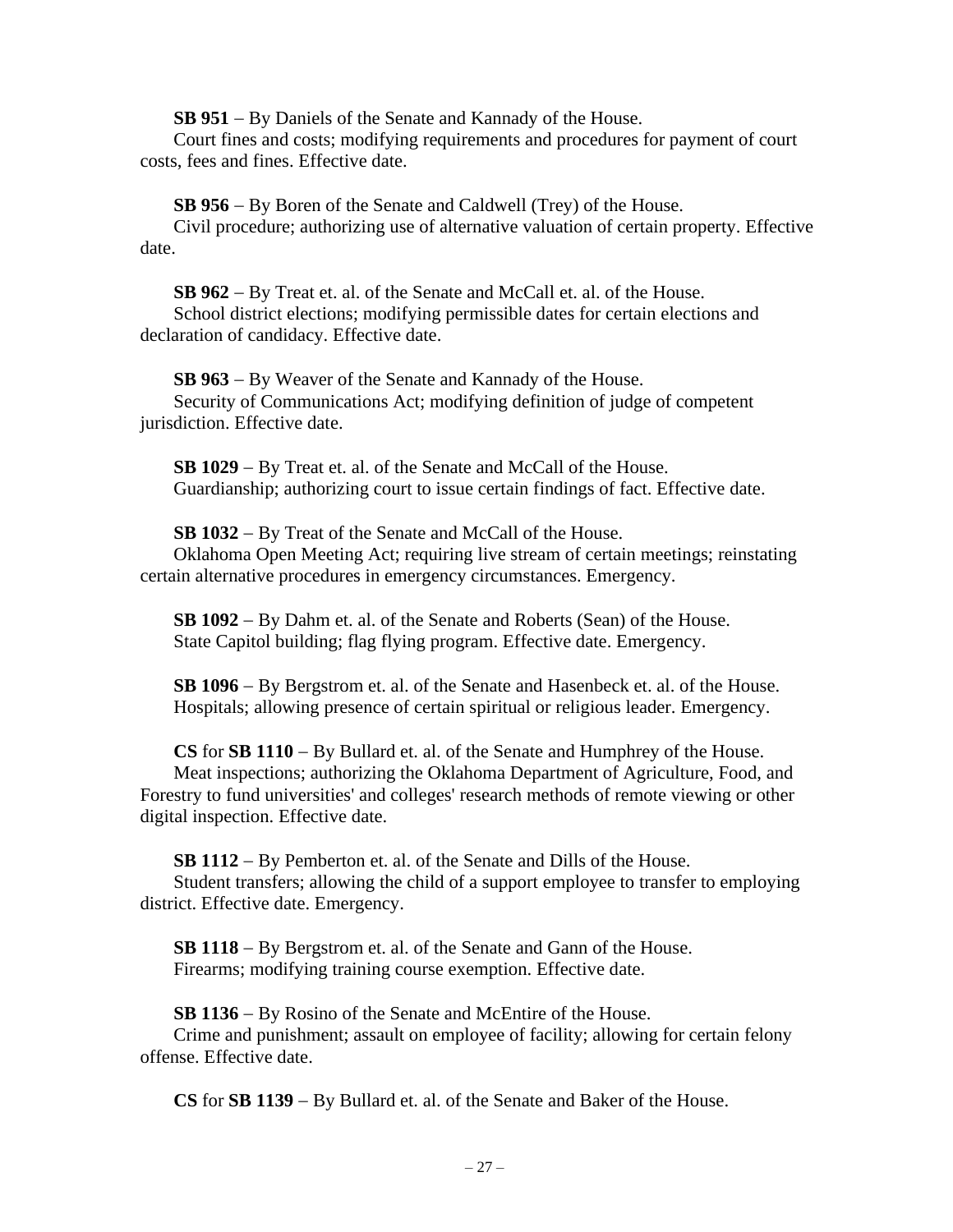**SB 951** – By Daniels of the Senate and Kannady of the House.
Court fines and costs; modifying requirements and procedures for payment of court costs, fees and fines. Effective date.

**SB 956** – By Boren of the Senate and Caldwell (Trey) of the House.
Civil procedure; authorizing use of alternative valuation of certain property. Effective date.

**SB 962** – By Treat et. al. of the Senate and McCall et. al. of the House.
School district elections; modifying permissible dates for certain elections and declaration of candidacy. Effective date.

**SB 963** – By Weaver of the Senate and Kannady of the House.
Security of Communications Act; modifying definition of judge of competent jurisdiction. Effective date.

**SB 1029** – By Treat et. al. of the Senate and McCall of the House.
Guardianship; authorizing court to issue certain findings of fact. Effective date.

**SB 1032** – By Treat of the Senate and McCall of the House.
Oklahoma Open Meeting Act; requiring live stream of certain meetings; reinstating certain alternative procedures in emergency circumstances. Emergency.

**SB 1092** – By Dahm et. al. of the Senate and Roberts (Sean) of the House.
State Capitol building; flag flying program. Effective date. Emergency.

**SB 1096** – By Bergstrom et. al. of the Senate and Hasenbeck et. al. of the House.
Hospitals; allowing presence of certain spiritual or religious leader. Emergency.

**CS** for **SB 1110** – By Bullard et. al. of the Senate and Humphrey of the House.
Meat inspections; authorizing the Oklahoma Department of Agriculture, Food, and Forestry to fund universities' and colleges' research methods of remote viewing or other digital inspection. Effective date.

**SB 1112** – By Pemberton et. al. of the Senate and Dills of the House.
Student transfers; allowing the child of a support employee to transfer to employing district. Effective date. Emergency.

**SB 1118** – By Bergstrom et. al. of the Senate and Gann of the House.
Firearms; modifying training course exemption. Effective date.

**SB 1136** – By Rosino of the Senate and McEntire of the House.
Crime and punishment; assault on employee of facility; allowing for certain felony offense. Effective date.

**CS** for **SB 1139** – By Bullard et. al. of the Senate and Baker of the House.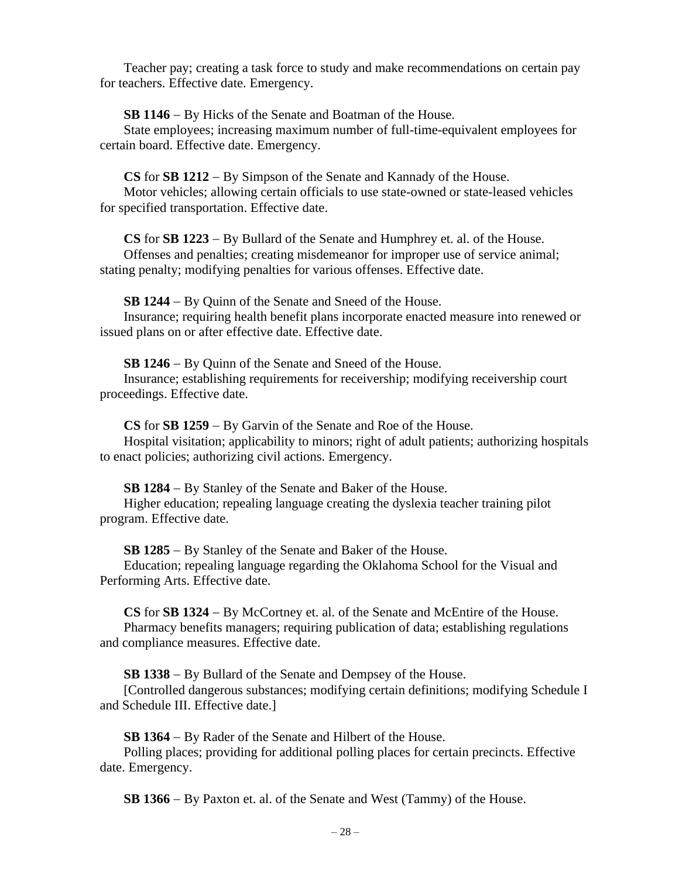Teacher pay; creating a task force to study and make recommendations on certain pay for teachers. Effective date. Emergency.

**SB 1146** – By Hicks of the Senate and Boatman of the House.

State employees; increasing maximum number of full-time-equivalent employees for certain board. Effective date. Emergency.

**CS** for **SB 1212** – By Simpson of the Senate and Kannady of the House.

Motor vehicles; allowing certain officials to use state-owned or state-leased vehicles for specified transportation. Effective date.

**CS** for **SB 1223** – By Bullard of the Senate and Humphrey et. al. of the House.

Offenses and penalties; creating misdemeanor for improper use of service animal; stating penalty; modifying penalties for various offenses. Effective date.

**SB 1244** – By Quinn of the Senate and Sneed of the House.

Insurance; requiring health benefit plans incorporate enacted measure into renewed or issued plans on or after effective date. Effective date.

**SB 1246** – By Quinn of the Senate and Sneed of the House.

Insurance; establishing requirements for receivership; modifying receivership court proceedings. Effective date.

**CS** for **SB 1259** – By Garvin of the Senate and Roe of the House.

Hospital visitation; applicability to minors; right of adult patients; authorizing hospitals to enact policies; authorizing civil actions. Emergency.

**SB 1284** – By Stanley of the Senate and Baker of the House.

Higher education; repealing language creating the dyslexia teacher training pilot program. Effective date.

**SB 1285** – By Stanley of the Senate and Baker of the House.

Education; repealing language regarding the Oklahoma School for the Visual and Performing Arts. Effective date.

**CS** for **SB 1324** – By McCortney et. al. of the Senate and McEntire of the House.

Pharmacy benefits managers; requiring publication of data; establishing regulations and compliance measures. Effective date.

**SB 1338** – By Bullard of the Senate and Dempsey of the House.

[Controlled dangerous substances; modifying certain definitions; modifying Schedule I and Schedule III. Effective date.]

**SB 1364** – By Rader of the Senate and Hilbert of the House.

Polling places; providing for additional polling places for certain precincts. Effective date. Emergency.

**SB 1366** – By Paxton et. al. of the Senate and West (Tammy) of the House.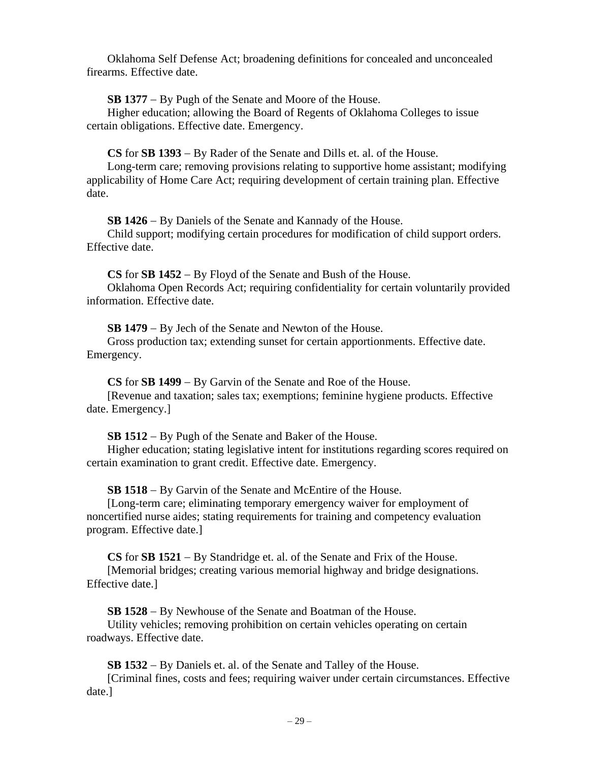Oklahoma Self Defense Act; broadening definitions for concealed and unconcealed firearms. Effective date.

**SB 1377** – By Pugh of the Senate and Moore of the House.
Higher education; allowing the Board of Regents of Oklahoma Colleges to issue certain obligations. Effective date. Emergency.

**CS** for **SB 1393** – By Rader of the Senate and Dills et. al. of the House.
Long-term care; removing provisions relating to supportive home assistant; modifying applicability of Home Care Act; requiring development of certain training plan. Effective date.

**SB 1426** – By Daniels of the Senate and Kannady of the House.
Child support; modifying certain procedures for modification of child support orders. Effective date.

**CS** for **SB 1452** – By Floyd of the Senate and Bush of the House.
Oklahoma Open Records Act; requiring confidentiality for certain voluntarily provided information. Effective date.

**SB 1479** – By Jech of the Senate and Newton of the House.
Gross production tax; extending sunset for certain apportionments. Effective date. Emergency.

**CS** for **SB 1499** – By Garvin of the Senate and Roe of the House.
[Revenue and taxation; sales tax; exemptions; feminine hygiene products. Effective date. Emergency.]

**SB 1512** – By Pugh of the Senate and Baker of the House.
Higher education; stating legislative intent for institutions regarding scores required on certain examination to grant credit. Effective date. Emergency.

**SB 1518** – By Garvin of the Senate and McEntire of the House.
[Long-term care; eliminating temporary emergency waiver for employment of noncertified nurse aides; stating requirements for training and competency evaluation program. Effective date.]

**CS** for **SB 1521** – By Standridge et. al. of the Senate and Frix of the House.
[Memorial bridges; creating various memorial highway and bridge designations. Effective date.]

**SB 1528** – By Newhouse of the Senate and Boatman of the House.
Utility vehicles; removing prohibition on certain vehicles operating on certain roadways. Effective date.

**SB 1532** – By Daniels et. al. of the Senate and Talley of the House.
[Criminal fines, costs and fees; requiring waiver under certain circumstances. Effective date.]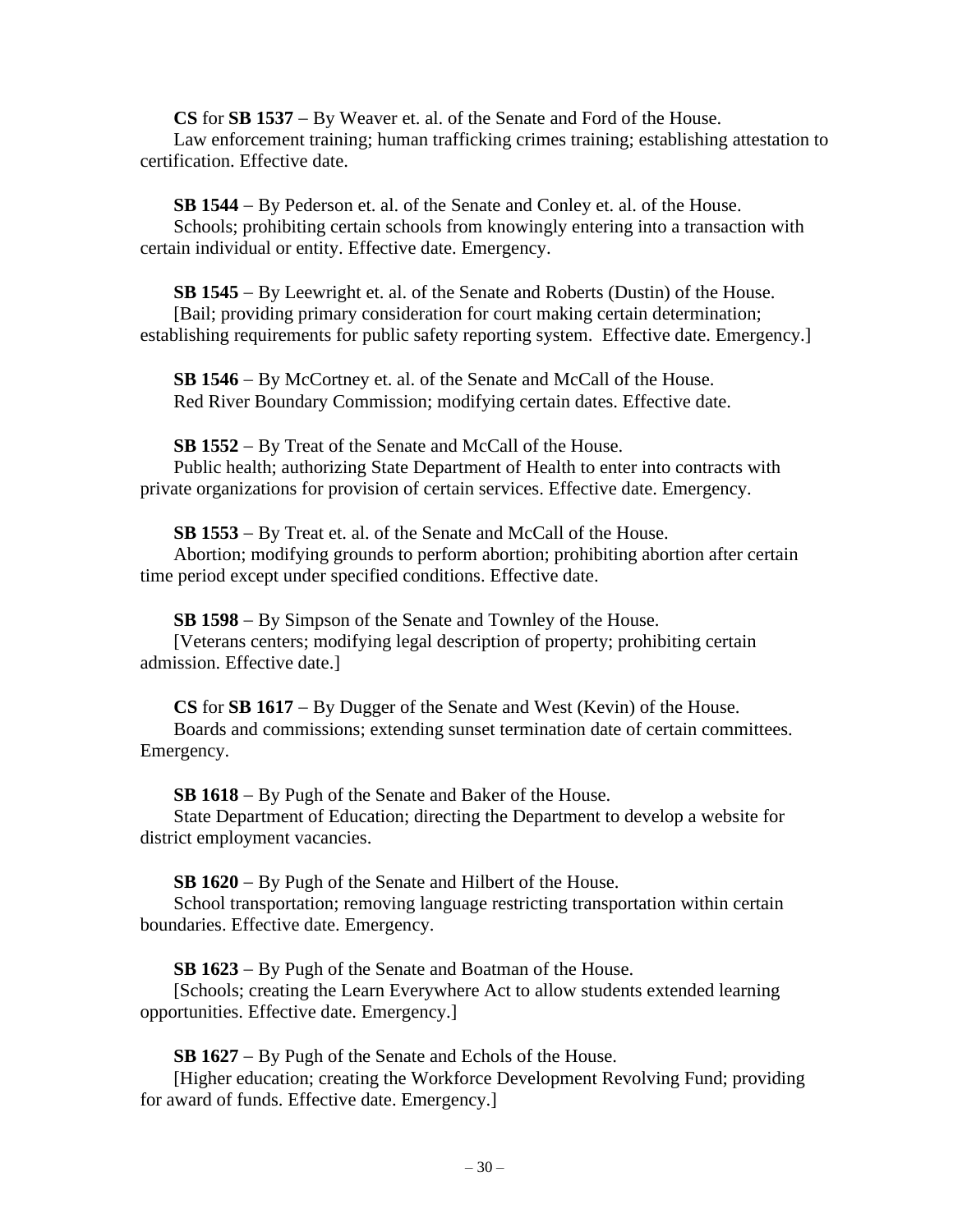**CS** for **SB 1537** – By Weaver et. al. of the Senate and Ford of the House.
Law enforcement training; human trafficking crimes training; establishing attestation to certification. Effective date.

**SB 1544** – By Pederson et. al. of the Senate and Conley et. al. of the House.
Schools; prohibiting certain schools from knowingly entering into a transaction with certain individual or entity. Effective date. Emergency.

**SB 1545** – By Leewright et. al. of the Senate and Roberts (Dustin) of the House.
[Bail; providing primary consideration for court making certain determination; establishing requirements for public safety reporting system. Effective date. Emergency.]

**SB 1546** – By McCortney et. al. of the Senate and McCall of the House.
Red River Boundary Commission; modifying certain dates. Effective date.

**SB 1552** – By Treat of the Senate and McCall of the House.
Public health; authorizing State Department of Health to enter into contracts with private organizations for provision of certain services. Effective date. Emergency.

**SB 1553** – By Treat et. al. of the Senate and McCall of the House.
Abortion; modifying grounds to perform abortion; prohibiting abortion after certain time period except under specified conditions. Effective date.

**SB 1598** – By Simpson of the Senate and Townley of the House.
[Veterans centers; modifying legal description of property; prohibiting certain admission. Effective date.]

**CS** for **SB 1617** – By Dugger of the Senate and West (Kevin) of the House.
Boards and commissions; extending sunset termination date of certain committees. Emergency.

**SB 1618** – By Pugh of the Senate and Baker of the House.
State Department of Education; directing the Department to develop a website for district employment vacancies.

**SB 1620** – By Pugh of the Senate and Hilbert of the House.
School transportation; removing language restricting transportation within certain boundaries. Effective date. Emergency.

**SB 1623** – By Pugh of the Senate and Boatman of the House.
[Schools; creating the Learn Everywhere Act to allow students extended learning opportunities. Effective date. Emergency.]

**SB 1627** – By Pugh of the Senate and Echols of the House.
[Higher education; creating the Workforce Development Revolving Fund; providing for award of funds. Effective date. Emergency.]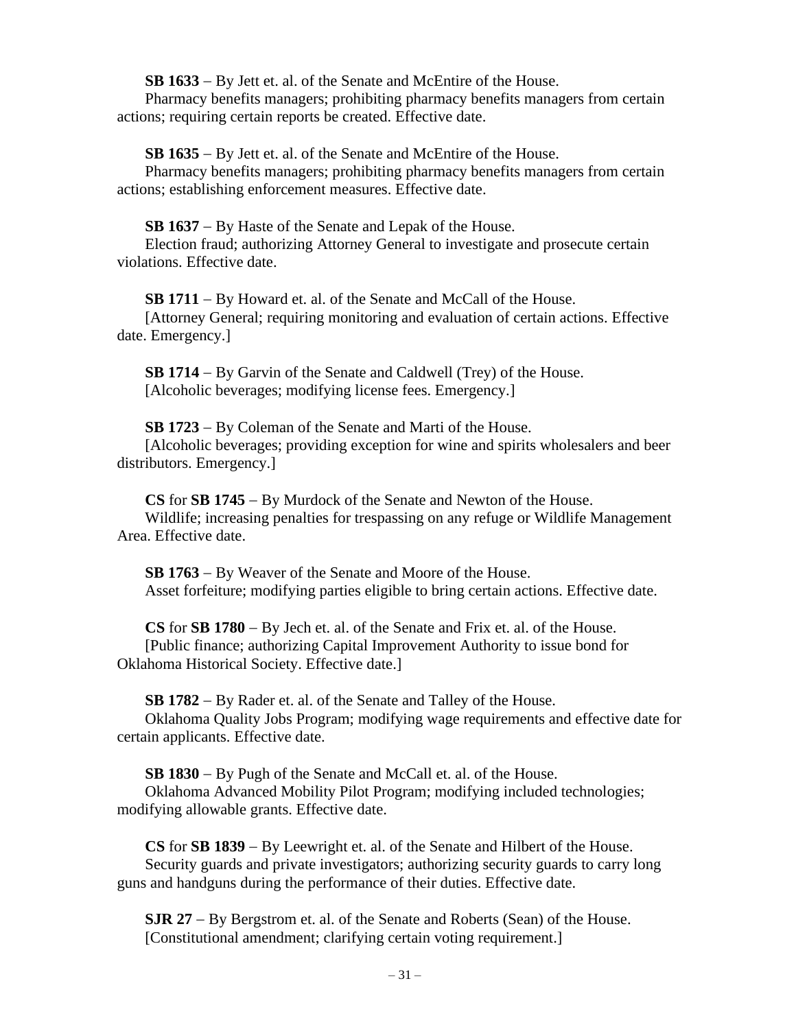**SB 1633** – By Jett et. al. of the Senate and McEntire of the House.
Pharmacy benefits managers; prohibiting pharmacy benefits managers from certain actions; requiring certain reports be created. Effective date.

**SB 1635** – By Jett et. al. of the Senate and McEntire of the House.
Pharmacy benefits managers; prohibiting pharmacy benefits managers from certain actions; establishing enforcement measures. Effective date.

**SB 1637** – By Haste of the Senate and Lepak of the House.
Election fraud; authorizing Attorney General to investigate and prosecute certain violations. Effective date.

**SB 1711** – By Howard et. al. of the Senate and McCall of the House.
[Attorney General; requiring monitoring and evaluation of certain actions. Effective date. Emergency.]

**SB 1714** – By Garvin of the Senate and Caldwell (Trey) of the House.
[Alcoholic beverages; modifying license fees. Emergency.]

**SB 1723** – By Coleman of the Senate and Marti of the House.
[Alcoholic beverages; providing exception for wine and spirits wholesalers and beer distributors. Emergency.]

**CS** for **SB 1745** – By Murdock of the Senate and Newton of the House.
Wildlife; increasing penalties for trespassing on any refuge or Wildlife Management Area. Effective date.

**SB 1763** – By Weaver of the Senate and Moore of the House.
Asset forfeiture; modifying parties eligible to bring certain actions. Effective date.

**CS** for **SB 1780** – By Jech et. al. of the Senate and Frix et. al. of the House.
[Public finance; authorizing Capital Improvement Authority to issue bond for Oklahoma Historical Society. Effective date.]

**SB 1782** – By Rader et. al. of the Senate and Talley of the House.
Oklahoma Quality Jobs Program; modifying wage requirements and effective date for certain applicants. Effective date.

**SB 1830** – By Pugh of the Senate and McCall et. al. of the House.
Oklahoma Advanced Mobility Pilot Program; modifying included technologies; modifying allowable grants. Effective date.

**CS** for **SB 1839** – By Leewright et. al. of the Senate and Hilbert of the House.
Security guards and private investigators; authorizing security guards to carry long guns and handguns during the performance of their duties. Effective date.

**SJR 27** – By Bergstrom et. al. of the Senate and Roberts (Sean) of the House.
[Constitutional amendment; clarifying certain voting requirement.]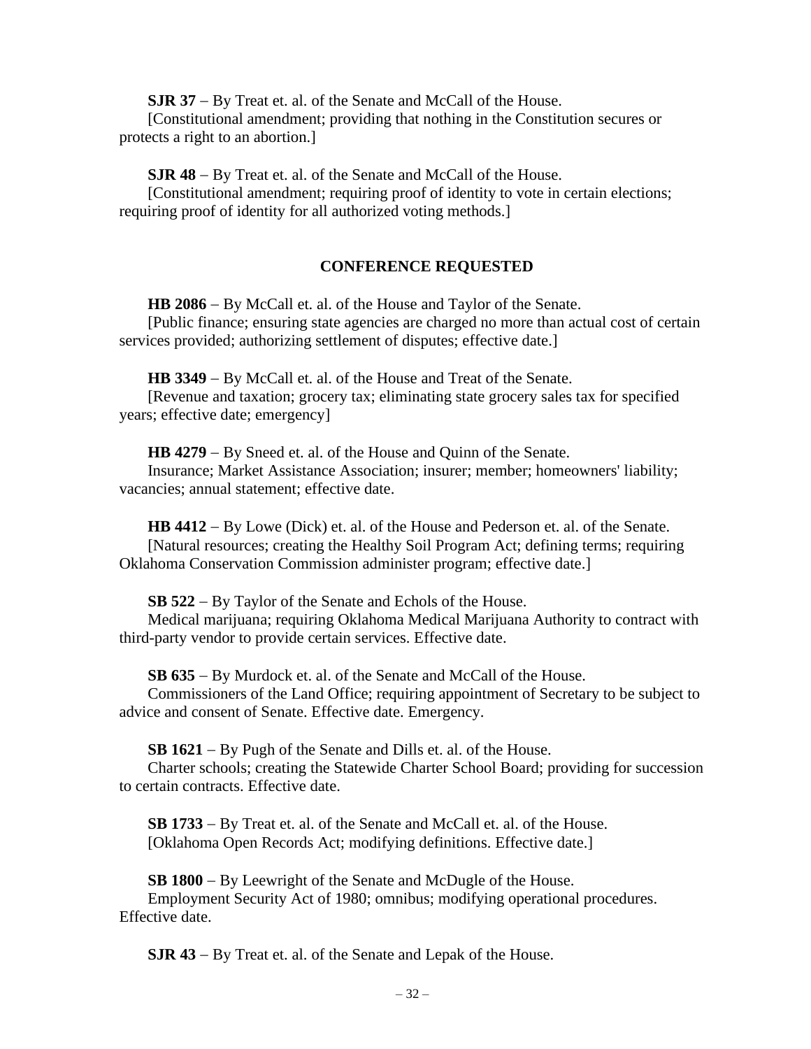**SJR 37** – By Treat et. al. of the Senate and McCall of the House.
[Constitutional amendment; providing that nothing in the Constitution secures or protects a right to an abortion.]

**SJR 48** – By Treat et. al. of the Senate and McCall of the House.
[Constitutional amendment; requiring proof of identity to vote in certain elections; requiring proof of identity for all authorized voting methods.]

## CONFERENCE REQUESTED

**HB 2086** – By McCall et. al. of the House and Taylor of the Senate.
[Public finance; ensuring state agencies are charged no more than actual cost of certain services provided; authorizing settlement of disputes; effective date.]

**HB 3349** – By McCall et. al. of the House and Treat of the Senate.
[Revenue and taxation; grocery tax; eliminating state grocery sales tax for specified years; effective date; emergency]

**HB 4279** – By Sneed et. al. of the House and Quinn of the Senate.
Insurance; Market Assistance Association; insurer; member; homeowners' liability; vacancies; annual statement; effective date.

**HB 4412** – By Lowe (Dick) et. al. of the House and Pederson et. al. of the Senate.
[Natural resources; creating the Healthy Soil Program Act; defining terms; requiring Oklahoma Conservation Commission administer program; effective date.]

**SB 522** – By Taylor of the Senate and Echols of the House.
Medical marijuana; requiring Oklahoma Medical Marijuana Authority to contract with third-party vendor to provide certain services. Effective date.

**SB 635** – By Murdock et. al. of the Senate and McCall of the House.
Commissioners of the Land Office; requiring appointment of Secretary to be subject to advice and consent of Senate. Effective date. Emergency.

**SB 1621** – By Pugh of the Senate and Dills et. al. of the House.
Charter schools; creating the Statewide Charter School Board; providing for succession to certain contracts. Effective date.

**SB 1733** – By Treat et. al. of the Senate and McCall et. al. of the House.
[Oklahoma Open Records Act; modifying definitions. Effective date.]

**SB 1800** – By Leewright of the Senate and McDugle of the House.
Employment Security Act of 1980; omnibus; modifying operational procedures. Effective date.

**SJR 43** – By Treat et. al. of the Senate and Lepak of the House.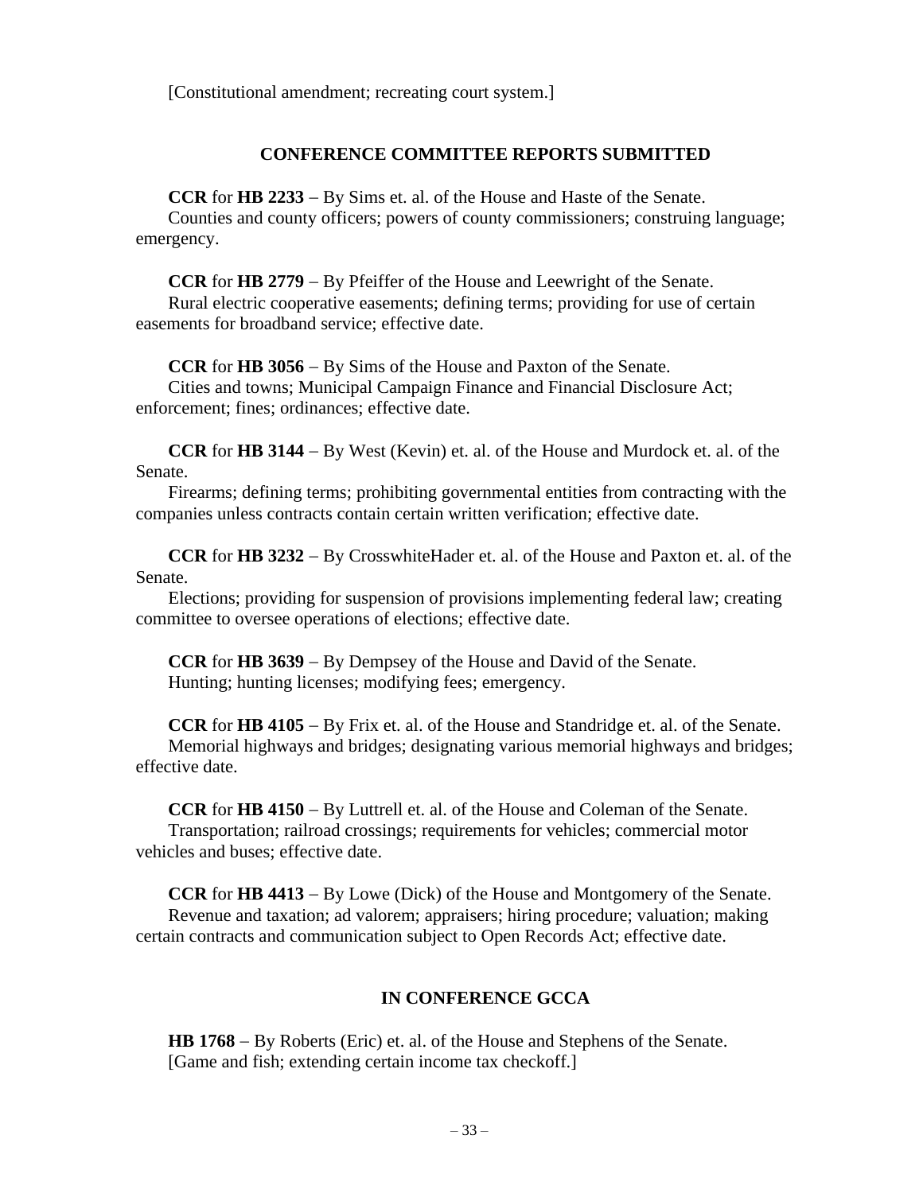[Constitutional amendment; recreating court system.]

## CONFERENCE COMMITTEE REPORTS SUBMITTED

**CCR** for **HB 2233** – By Sims et. al. of the House and Haste of the Senate.
Counties and county officers; powers of county commissioners; construing language; emergency.

**CCR** for **HB 2779** – By Pfeiffer of the House and Leewright of the Senate.
Rural electric cooperative easements; defining terms; providing for use of certain easements for broadband service; effective date.

**CCR** for **HB 3056** – By Sims of the House and Paxton of the Senate.
Cities and towns; Municipal Campaign Finance and Financial Disclosure Act; enforcement; fines; ordinances; effective date.

**CCR** for **HB 3144** – By West (Kevin) et. al. of the House and Murdock et. al. of the Senate.
Firearms; defining terms; prohibiting governmental entities from contracting with the companies unless contracts contain certain written verification; effective date.

**CCR** for **HB 3232** – By CrosswhiteHader et. al. of the House and Paxton et. al. of the Senate.
Elections; providing for suspension of provisions implementing federal law; creating committee to oversee operations of elections; effective date.

**CCR** for **HB 3639** – By Dempsey of the House and David of the Senate.
Hunting; hunting licenses; modifying fees; emergency.

**CCR** for **HB 4105** – By Frix et. al. of the House and Standridge et. al. of the Senate.
Memorial highways and bridges; designating various memorial highways and bridges; effective date.

**CCR** for **HB 4150** – By Luttrell et. al. of the House and Coleman of the Senate.
Transportation; railroad crossings; requirements for vehicles; commercial motor vehicles and buses; effective date.

**CCR** for **HB 4413** – By Lowe (Dick) of the House and Montgomery of the Senate.
Revenue and taxation; ad valorem; appraisers; hiring procedure; valuation; making certain contracts and communication subject to Open Records Act; effective date.

## IN CONFERENCE GCCA

**HB 1768** – By Roberts (Eric) et. al. of the House and Stephens of the Senate.
[Game and fish; extending certain income tax checkoff.]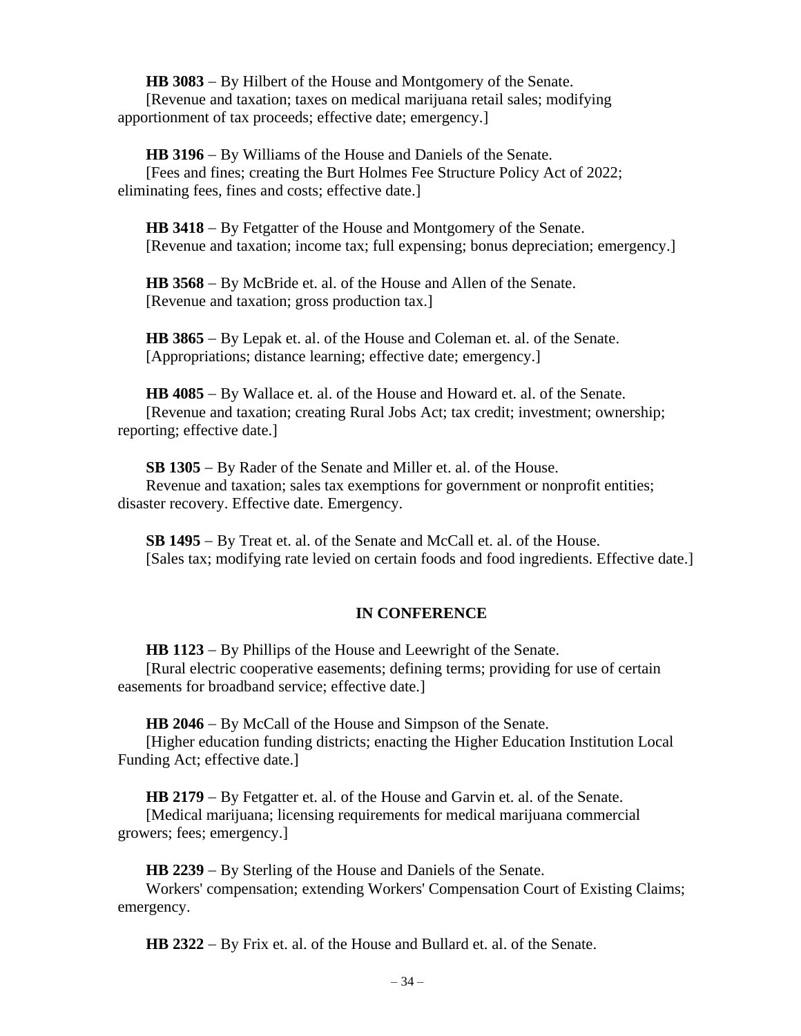**HB 3083** – By Hilbert of the House and Montgomery of the Senate.
[Revenue and taxation; taxes on medical marijuana retail sales; modifying apportionment of tax proceeds; effective date; emergency.]

**HB 3196** – By Williams of the House and Daniels of the Senate.
[Fees and fines; creating the Burt Holmes Fee Structure Policy Act of 2022; eliminating fees, fines and costs; effective date.]

**HB 3418** – By Fetgatter of the House and Montgomery of the Senate.
[Revenue and taxation; income tax; full expensing; bonus depreciation; emergency.]

**HB 3568** – By McBride et. al. of the House and Allen of the Senate.
[Revenue and taxation; gross production tax.]

**HB 3865** – By Lepak et. al. of the House and Coleman et. al. of the Senate.
[Appropriations; distance learning; effective date; emergency.]

**HB 4085** – By Wallace et. al. of the House and Howard et. al. of the Senate.
[Revenue and taxation; creating Rural Jobs Act; tax credit; investment; ownership; reporting; effective date.]

**SB 1305** – By Rader of the Senate and Miller et. al. of the House.
Revenue and taxation; sales tax exemptions for government or nonprofit entities; disaster recovery. Effective date. Emergency.

**SB 1495** – By Treat et. al. of the Senate and McCall et. al. of the House.
[Sales tax; modifying rate levied on certain foods and food ingredients. Effective date.]

## IN CONFERENCE

**HB 1123** – By Phillips of the House and Leewright of the Senate.
[Rural electric cooperative easements; defining terms; providing for use of certain easements for broadband service; effective date.]

**HB 2046** – By McCall of the House and Simpson of the Senate.
[Higher education funding districts; enacting the Higher Education Institution Local Funding Act; effective date.]

**HB 2179** – By Fetgatter et. al. of the House and Garvin et. al. of the Senate.
[Medical marijuana; licensing requirements for medical marijuana commercial growers; fees; emergency.]

**HB 2239** – By Sterling of the House and Daniels of the Senate.
Workers' compensation; extending Workers' Compensation Court of Existing Claims; emergency.

**HB 2322** – By Frix et. al. of the House and Bullard et. al. of the Senate.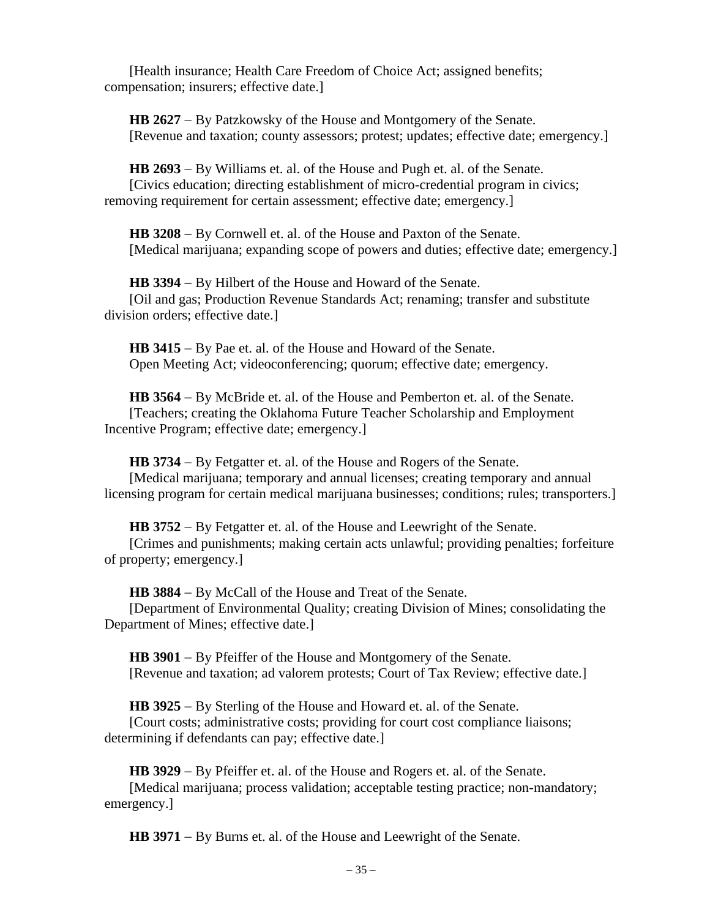[Health insurance; Health Care Freedom of Choice Act; assigned benefits; compensation; insurers; effective date.]

**HB 2627** – By Patzkowsky of the House and Montgomery of the Senate.
[Revenue and taxation; county assessors; protest; updates; effective date; emergency.]

**HB 2693** – By Williams et. al. of the House and Pugh et. al. of the Senate.
[Civics education; directing establishment of micro-credential program in civics; removing requirement for certain assessment; effective date; emergency.]

**HB 3208** – By Cornwell et. al. of the House and Paxton of the Senate.
[Medical marijuana; expanding scope of powers and duties; effective date; emergency.]

**HB 3394** – By Hilbert of the House and Howard of the Senate.
[Oil and gas; Production Revenue Standards Act; renaming; transfer and substitute division orders; effective date.]

**HB 3415** – By Pae et. al. of the House and Howard of the Senate.
Open Meeting Act; videoconferencing; quorum; effective date; emergency.

**HB 3564** – By McBride et. al. of the House and Pemberton et. al. of the Senate.
[Teachers; creating the Oklahoma Future Teacher Scholarship and Employment Incentive Program; effective date; emergency.]

**HB 3734** – By Fetgatter et. al. of the House and Rogers of the Senate.
[Medical marijuana; temporary and annual licenses; creating temporary and annual licensing program for certain medical marijuana businesses; conditions; rules; transporters.]

**HB 3752** – By Fetgatter et. al. of the House and Leewright of the Senate.
[Crimes and punishments; making certain acts unlawful; providing penalties; forfeiture of property; emergency.]

**HB 3884** – By McCall of the House and Treat of the Senate.
[Department of Environmental Quality; creating Division of Mines; consolidating the Department of Mines; effective date.]

**HB 3901** – By Pfeiffer of the House and Montgomery of the Senate.
[Revenue and taxation; ad valorem protests; Court of Tax Review; effective date.]

**HB 3925** – By Sterling of the House and Howard et. al. of the Senate.
[Court costs; administrative costs; providing for court cost compliance liaisons; determining if defendants can pay; effective date.]

**HB 3929** – By Pfeiffer et. al. of the House and Rogers et. al. of the Senate.
[Medical marijuana; process validation; acceptable testing practice; non-mandatory; emergency.]

**HB 3971** – By Burns et. al. of the House and Leewright of the Senate.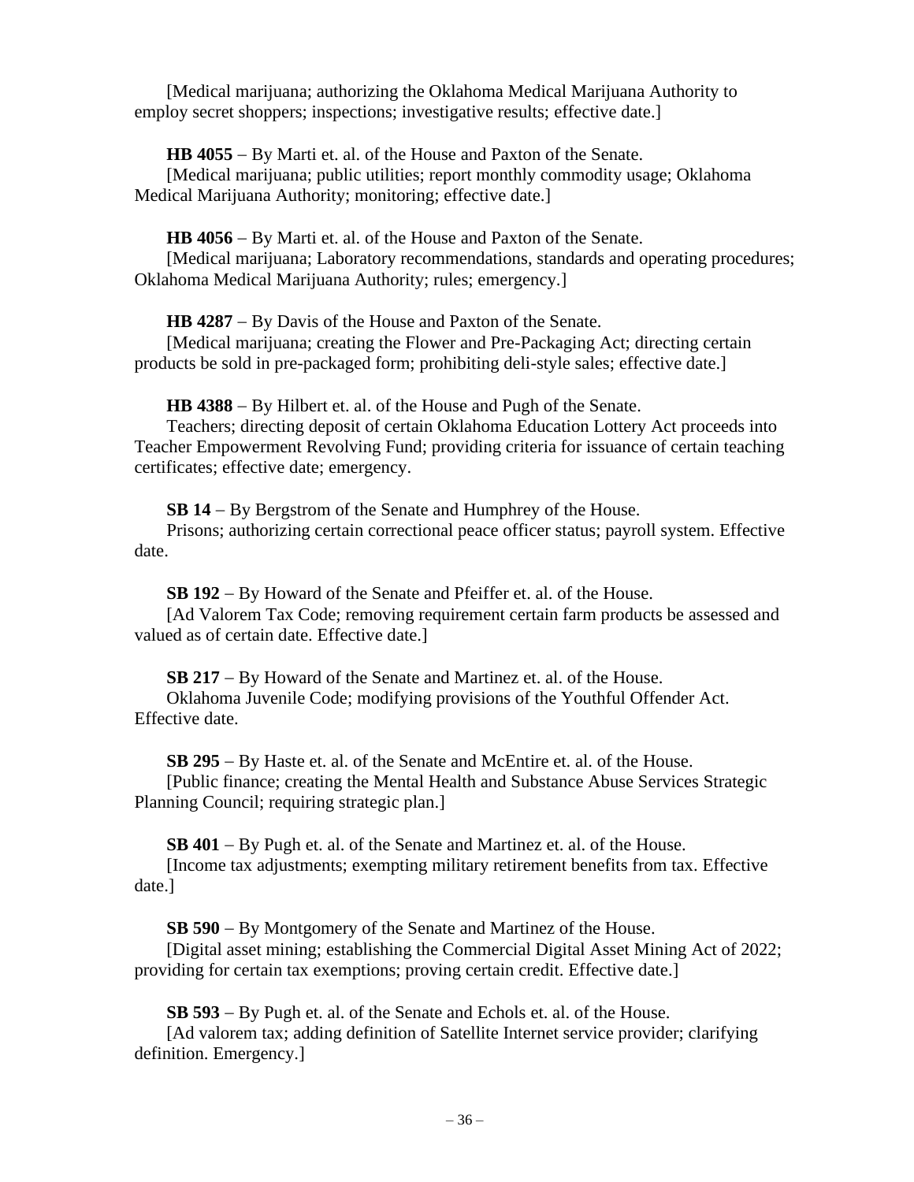[Medical marijuana; authorizing the Oklahoma Medical Marijuana Authority to employ secret shoppers; inspections; investigative results; effective date.]

**HB 4055** – By Marti et. al. of the House and Paxton of the Senate.
[Medical marijuana; public utilities; report monthly commodity usage; Oklahoma Medical Marijuana Authority; monitoring; effective date.]

**HB 4056** – By Marti et. al. of the House and Paxton of the Senate.
[Medical marijuana; Laboratory recommendations, standards and operating procedures; Oklahoma Medical Marijuana Authority; rules; emergency.]

**HB 4287** – By Davis of the House and Paxton of the Senate.
[Medical marijuana; creating the Flower and Pre-Packaging Act; directing certain products be sold in pre-packaged form; prohibiting deli-style sales; effective date.]

**HB 4388** – By Hilbert et. al. of the House and Pugh of the Senate.
Teachers; directing deposit of certain Oklahoma Education Lottery Act proceeds into Teacher Empowerment Revolving Fund; providing criteria for issuance of certain teaching certificates; effective date; emergency.

**SB 14** – By Bergstrom of the Senate and Humphrey of the House.
Prisons; authorizing certain correctional peace officer status; payroll system. Effective date.

**SB 192** – By Howard of the Senate and Pfeiffer et. al. of the House.
[Ad Valorem Tax Code; removing requirement certain farm products be assessed and valued as of certain date. Effective date.]

**SB 217** – By Howard of the Senate and Martinez et. al. of the House.
Oklahoma Juvenile Code; modifying provisions of the Youthful Offender Act. Effective date.

**SB 295** – By Haste et. al. of the Senate and McEntire et. al. of the House.
[Public finance; creating the Mental Health and Substance Abuse Services Strategic Planning Council; requiring strategic plan.]

**SB 401** – By Pugh et. al. of the Senate and Martinez et. al. of the House.
[Income tax adjustments; exempting military retirement benefits from tax. Effective date.]

**SB 590** – By Montgomery of the Senate and Martinez of the House.
[Digital asset mining; establishing the Commercial Digital Asset Mining Act of 2022; providing for certain tax exemptions; proving certain credit. Effective date.]

**SB 593** – By Pugh et. al. of the Senate and Echols et. al. of the House.
[Ad valorem tax; adding definition of Satellite Internet service provider; clarifying definition. Emergency.]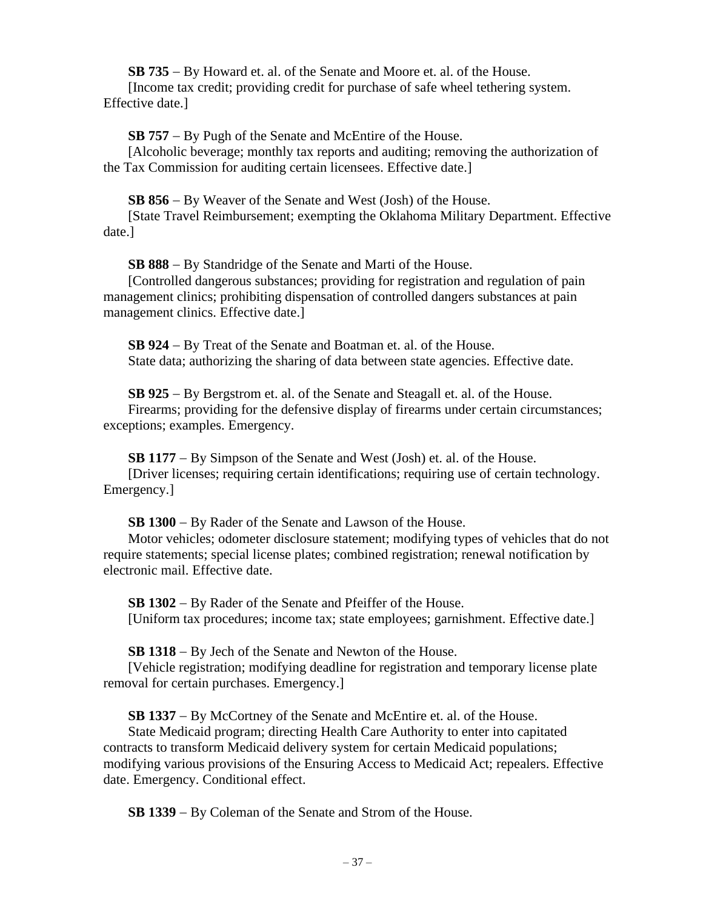**SB 735** – By Howard et. al. of the Senate and Moore et. al. of the House.
[Income tax credit; providing credit for purchase of safe wheel tethering system. Effective date.]

**SB 757** – By Pugh of the Senate and McEntire of the House.
[Alcoholic beverage; monthly tax reports and auditing; removing the authorization of the Tax Commission for auditing certain licensees. Effective date.]

**SB 856** – By Weaver of the Senate and West (Josh) of the House.
[State Travel Reimbursement; exempting the Oklahoma Military Department. Effective date.]

**SB 888** – By Standridge of the Senate and Marti of the House.
[Controlled dangerous substances; providing for registration and regulation of pain management clinics; prohibiting dispensation of controlled dangers substances at pain management clinics. Effective date.]

**SB 924** – By Treat of the Senate and Boatman et. al. of the House.
State data; authorizing the sharing of data between state agencies. Effective date.

**SB 925** – By Bergstrom et. al. of the Senate and Steagall et. al. of the House.
Firearms; providing for the defensive display of firearms under certain circumstances; exceptions; examples. Emergency.

**SB 1177** – By Simpson of the Senate and West (Josh) et. al. of the House.
[Driver licenses; requiring certain identifications; requiring use of certain technology. Emergency.]

**SB 1300** – By Rader of the Senate and Lawson of the House.
Motor vehicles; odometer disclosure statement; modifying types of vehicles that do not require statements; special license plates; combined registration; renewal notification by electronic mail. Effective date.

**SB 1302** – By Rader of the Senate and Pfeiffer of the House.
[Uniform tax procedures; income tax; state employees; garnishment. Effective date.]

**SB 1318** – By Jech of the Senate and Newton of the House.
[Vehicle registration; modifying deadline for registration and temporary license plate removal for certain purchases. Emergency.]

**SB 1337** – By McCortney of the Senate and McEntire et. al. of the House.
State Medicaid program; directing Health Care Authority to enter into capitated contracts to transform Medicaid delivery system for certain Medicaid populations; modifying various provisions of the Ensuring Access to Medicaid Act; repealers. Effective date. Emergency. Conditional effect.

**SB 1339** – By Coleman of the Senate and Strom of the House.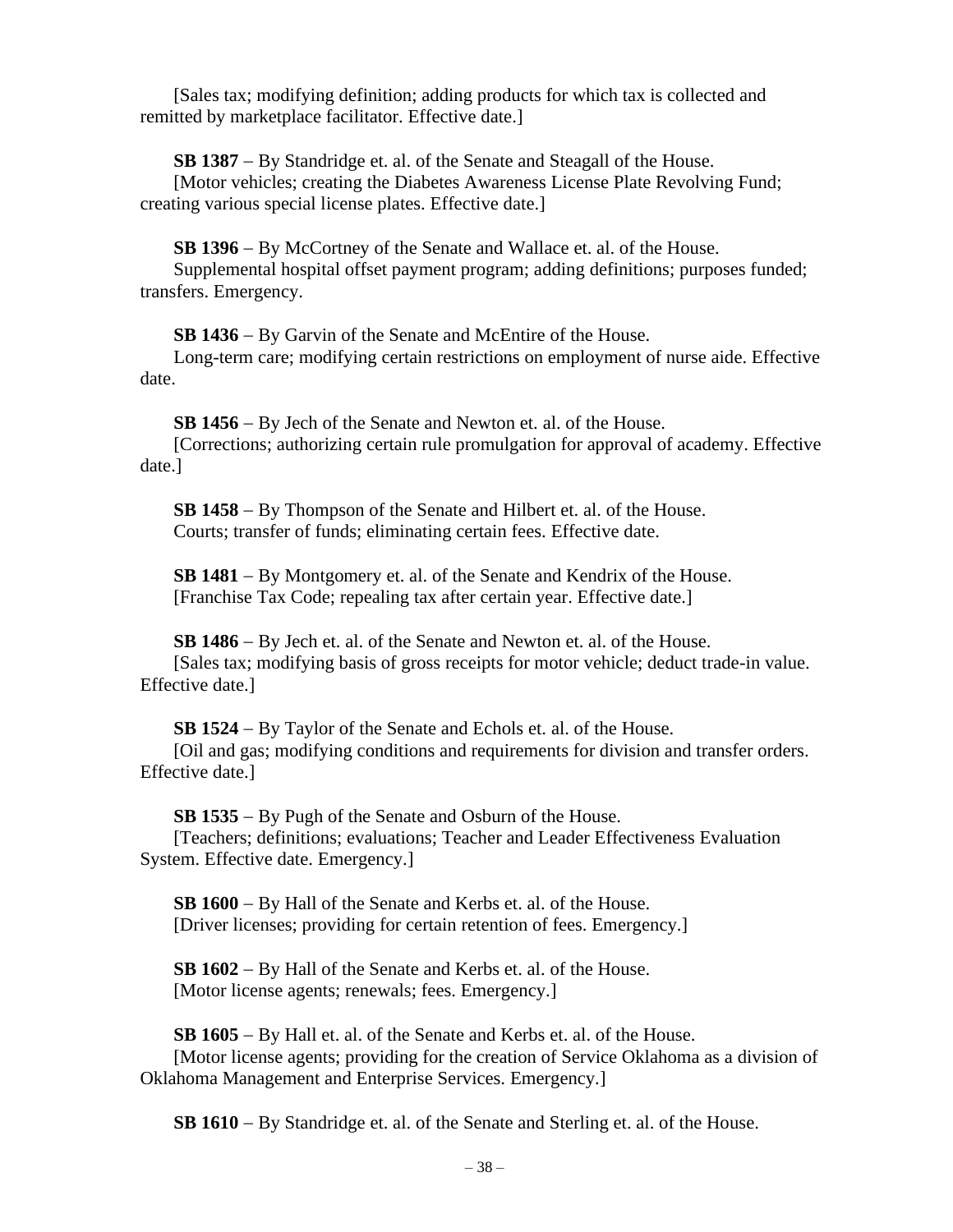[Sales tax; modifying definition; adding products for which tax is collected and remitted by marketplace facilitator. Effective date.]

**SB 1387** – By Standridge et. al. of the Senate and Steagall of the House.
[Motor vehicles; creating the Diabetes Awareness License Plate Revolving Fund; creating various special license plates. Effective date.]

**SB 1396** – By McCortney of the Senate and Wallace et. al. of the House.
Supplemental hospital offset payment program; adding definitions; purposes funded; transfers. Emergency.

**SB 1436** – By Garvin of the Senate and McEntire of the House.
Long-term care; modifying certain restrictions on employment of nurse aide. Effective date.

**SB 1456** – By Jech of the Senate and Newton et. al. of the House.
[Corrections; authorizing certain rule promulgation for approval of academy. Effective date.]

**SB 1458** – By Thompson of the Senate and Hilbert et. al. of the House.
Courts; transfer of funds; eliminating certain fees. Effective date.

**SB 1481** – By Montgomery et. al. of the Senate and Kendrix of the House.
[Franchise Tax Code; repealing tax after certain year. Effective date.]

**SB 1486** – By Jech et. al. of the Senate and Newton et. al. of the House.
[Sales tax; modifying basis of gross receipts for motor vehicle; deduct trade-in value. Effective date.]

**SB 1524** – By Taylor of the Senate and Echols et. al. of the House.
[Oil and gas; modifying conditions and requirements for division and transfer orders. Effective date.]

**SB 1535** – By Pugh of the Senate and Osburn of the House.
[Teachers; definitions; evaluations; Teacher and Leader Effectiveness Evaluation System. Effective date. Emergency.]

**SB 1600** – By Hall of the Senate and Kerbs et. al. of the House.
[Driver licenses; providing for certain retention of fees. Emergency.]

**SB 1602** – By Hall of the Senate and Kerbs et. al. of the House.
[Motor license agents; renewals; fees. Emergency.]

**SB 1605** – By Hall et. al. of the Senate and Kerbs et. al. of the House.
[Motor license agents; providing for the creation of Service Oklahoma as a division of Oklahoma Management and Enterprise Services. Emergency.]

**SB 1610** – By Standridge et. al. of the Senate and Sterling et. al. of the House.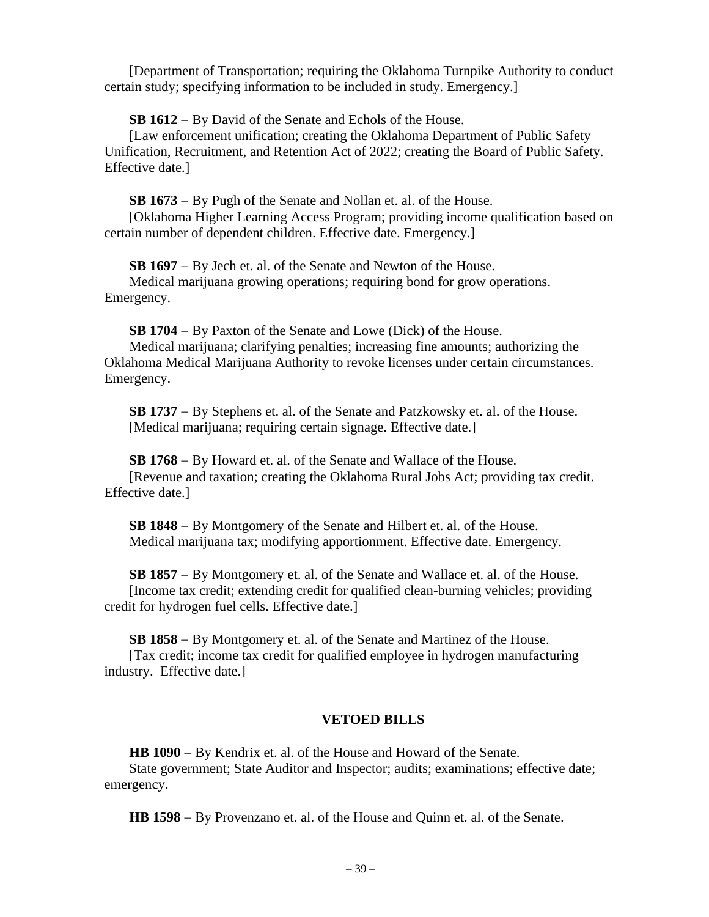[Department of Transportation; requiring the Oklahoma Turnpike Authority to conduct certain study; specifying information to be included in study. Emergency.]

**SB 1612** – By David of the Senate and Echols of the House.
[Law enforcement unification; creating the Oklahoma Department of Public Safety Unification, Recruitment, and Retention Act of 2022; creating the Board of Public Safety. Effective date.]

**SB 1673** – By Pugh of the Senate and Nollan et. al. of the House.
[Oklahoma Higher Learning Access Program; providing income qualification based on certain number of dependent children. Effective date. Emergency.]

**SB 1697** – By Jech et. al. of the Senate and Newton of the House.
Medical marijuana growing operations; requiring bond for grow operations. Emergency.

**SB 1704** – By Paxton of the Senate and Lowe (Dick) of the House.
Medical marijuana; clarifying penalties; increasing fine amounts; authorizing the Oklahoma Medical Marijuana Authority to revoke licenses under certain circumstances. Emergency.

**SB 1737** – By Stephens et. al. of the Senate and Patzkowsky et. al. of the House.
[Medical marijuana; requiring certain signage. Effective date.]

**SB 1768** – By Howard et. al. of the Senate and Wallace of the House.
[Revenue and taxation; creating the Oklahoma Rural Jobs Act; providing tax credit. Effective date.]

**SB 1848** – By Montgomery of the Senate and Hilbert et. al. of the House.
Medical marijuana tax; modifying apportionment. Effective date. Emergency.

**SB 1857** – By Montgomery et. al. of the Senate and Wallace et. al. of the House.
[Income tax credit; extending credit for qualified clean-burning vehicles; providing credit for hydrogen fuel cells. Effective date.]

**SB 1858** – By Montgomery et. al. of the Senate and Martinez of the House.
[Tax credit; income tax credit for qualified employee in hydrogen manufacturing industry. Effective date.]

## VETOED BILLS

**HB 1090** – By Kendrix et. al. of the House and Howard of the Senate.
State government; State Auditor and Inspector; audits; examinations; effective date; emergency.

**HB 1598** – By Provenzano et. al. of the House and Quinn et. al. of the Senate.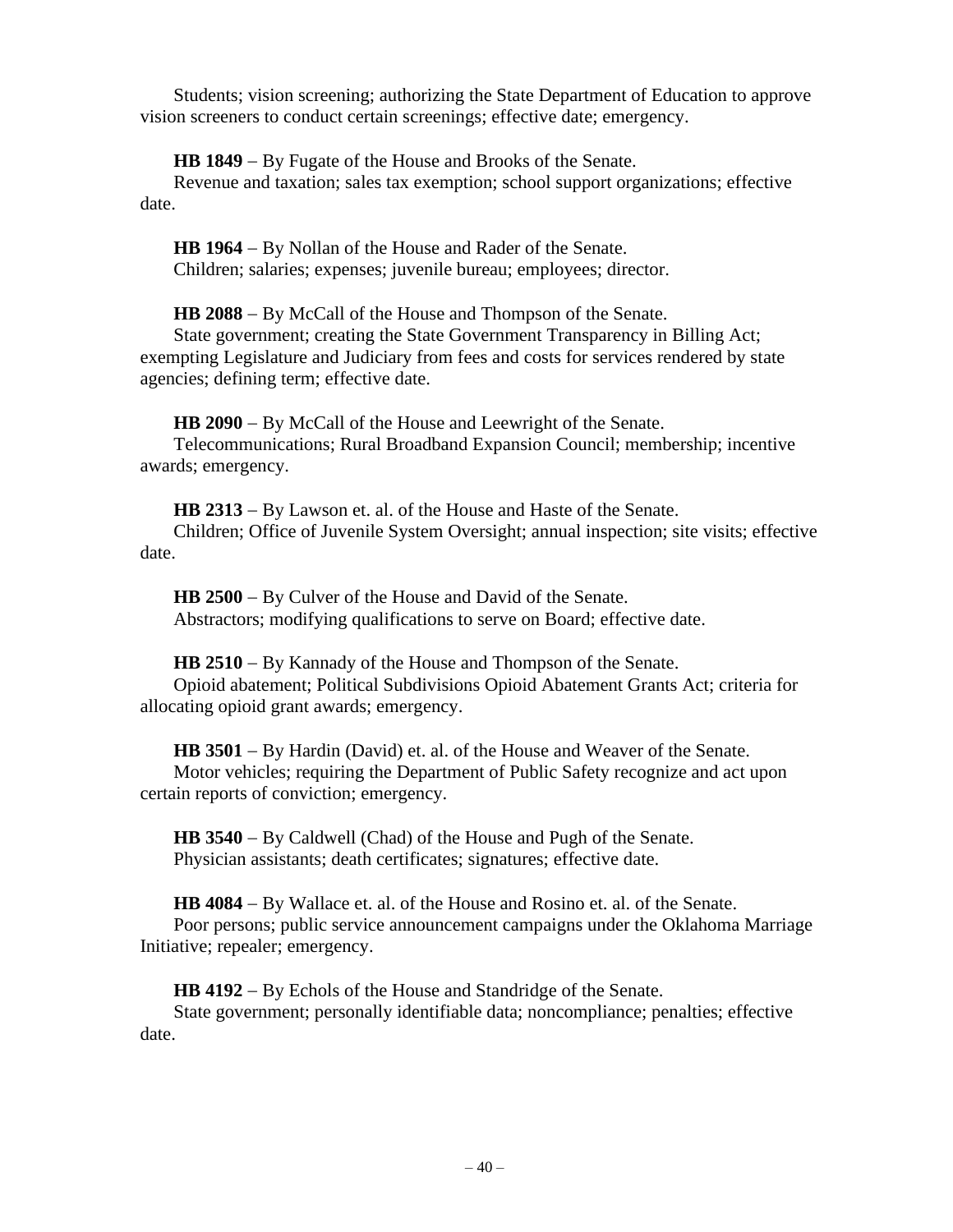Students; vision screening; authorizing the State Department of Education to approve vision screeners to conduct certain screenings; effective date; emergency.

**HB 1849** – By Fugate of the House and Brooks of the Senate.
Revenue and taxation; sales tax exemption; school support organizations; effective date.

**HB 1964** – By Nollan of the House and Rader of the Senate.
Children; salaries; expenses; juvenile bureau; employees; director.

**HB 2088** – By McCall of the House and Thompson of the Senate.
State government; creating the State Government Transparency in Billing Act; exempting Legislature and Judiciary from fees and costs for services rendered by state agencies; defining term; effective date.

**HB 2090** – By McCall of the House and Leewright of the Senate.
Telecommunications; Rural Broadband Expansion Council; membership; incentive awards; emergency.

**HB 2313** – By Lawson et. al. of the House and Haste of the Senate.
Children; Office of Juvenile System Oversight; annual inspection; site visits; effective date.

**HB 2500** – By Culver of the House and David of the Senate.
Abstractors; modifying qualifications to serve on Board; effective date.

**HB 2510** – By Kannady of the House and Thompson of the Senate.
Opioid abatement; Political Subdivisions Opioid Abatement Grants Act; criteria for allocating opioid grant awards; emergency.

**HB 3501** – By Hardin (David) et. al. of the House and Weaver of the Senate.
Motor vehicles; requiring the Department of Public Safety recognize and act upon certain reports of conviction; emergency.

**HB 3540** – By Caldwell (Chad) of the House and Pugh of the Senate.
Physician assistants; death certificates; signatures; effective date.

**HB 4084** – By Wallace et. al. of the House and Rosino et. al. of the Senate.
Poor persons; public service announcement campaigns under the Oklahoma Marriage Initiative; repealer; emergency.

**HB 4192** – By Echols of the House and Standridge of the Senate.
State government; personally identifiable data; noncompliance; penalties; effective date.